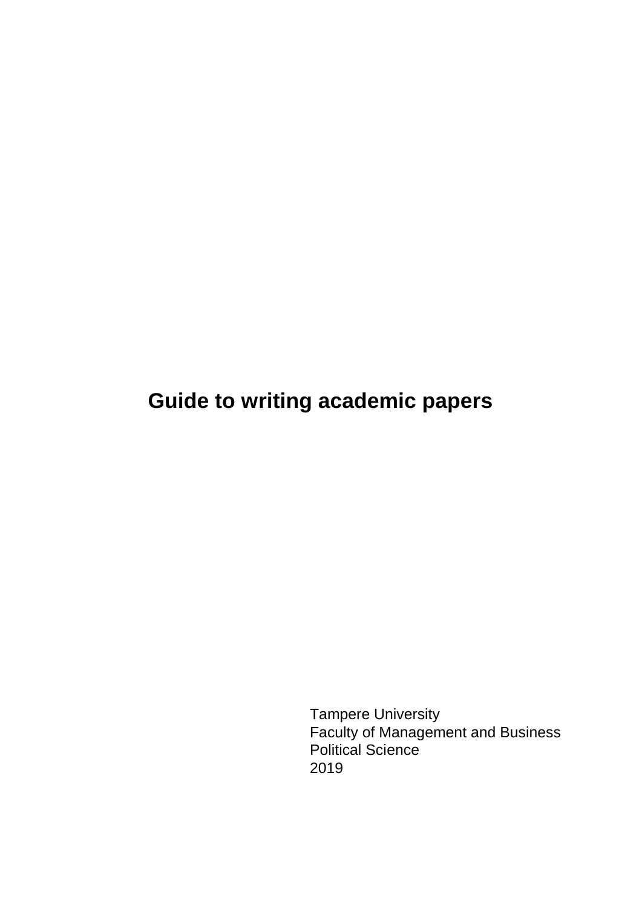# Guide to writing academic papers

Tampere University
Faculty of Management and Business
Political Science
2019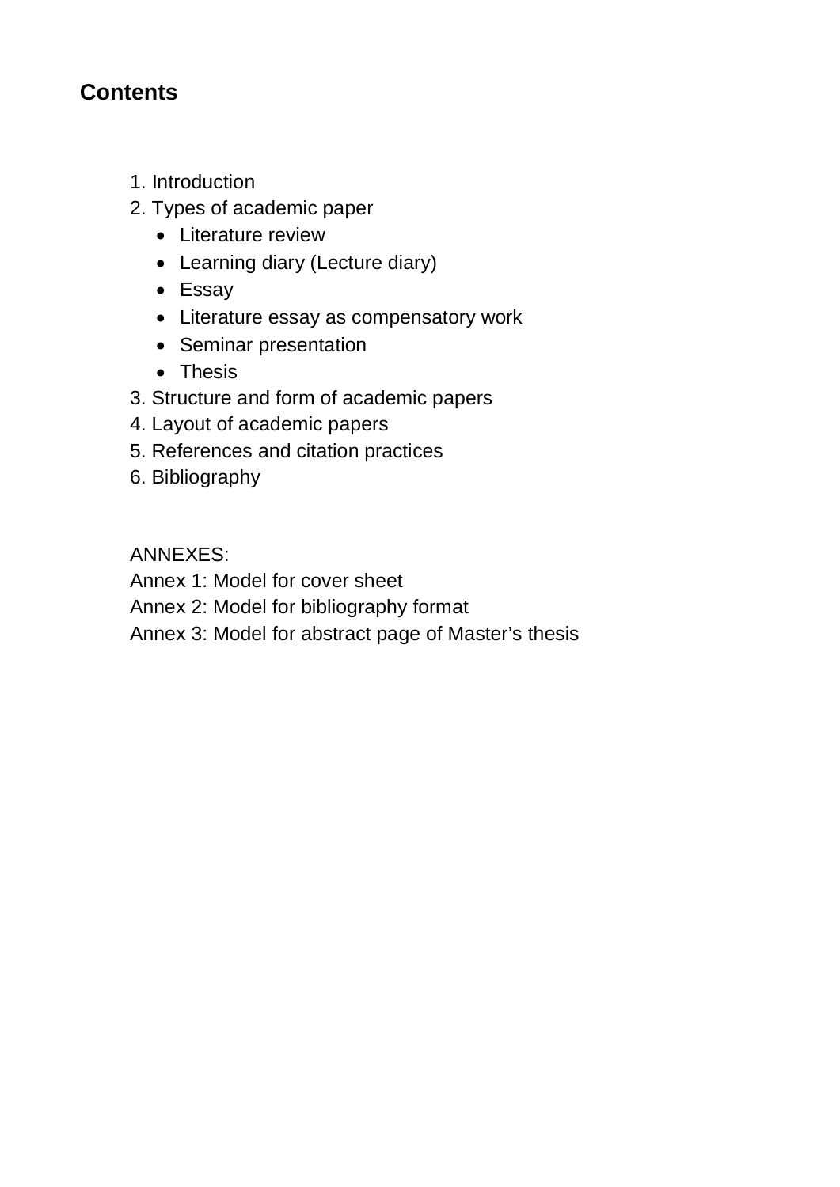## Contents

1. Introduction
2. Types of academic paper
   - Literature review
   - Learning diary (Lecture diary)
   - Essay
   - Literature essay as compensatory work
   - Seminar presentation
   - Thesis
3. Structure and form of academic papers
4. Layout of academic papers
5. References and citation practices
6. Bibliography

ANNEXES:

Annex 1: Model for cover sheet

Annex 2: Model for bibliography format

Annex 3: Model for abstract page of Master’s thesis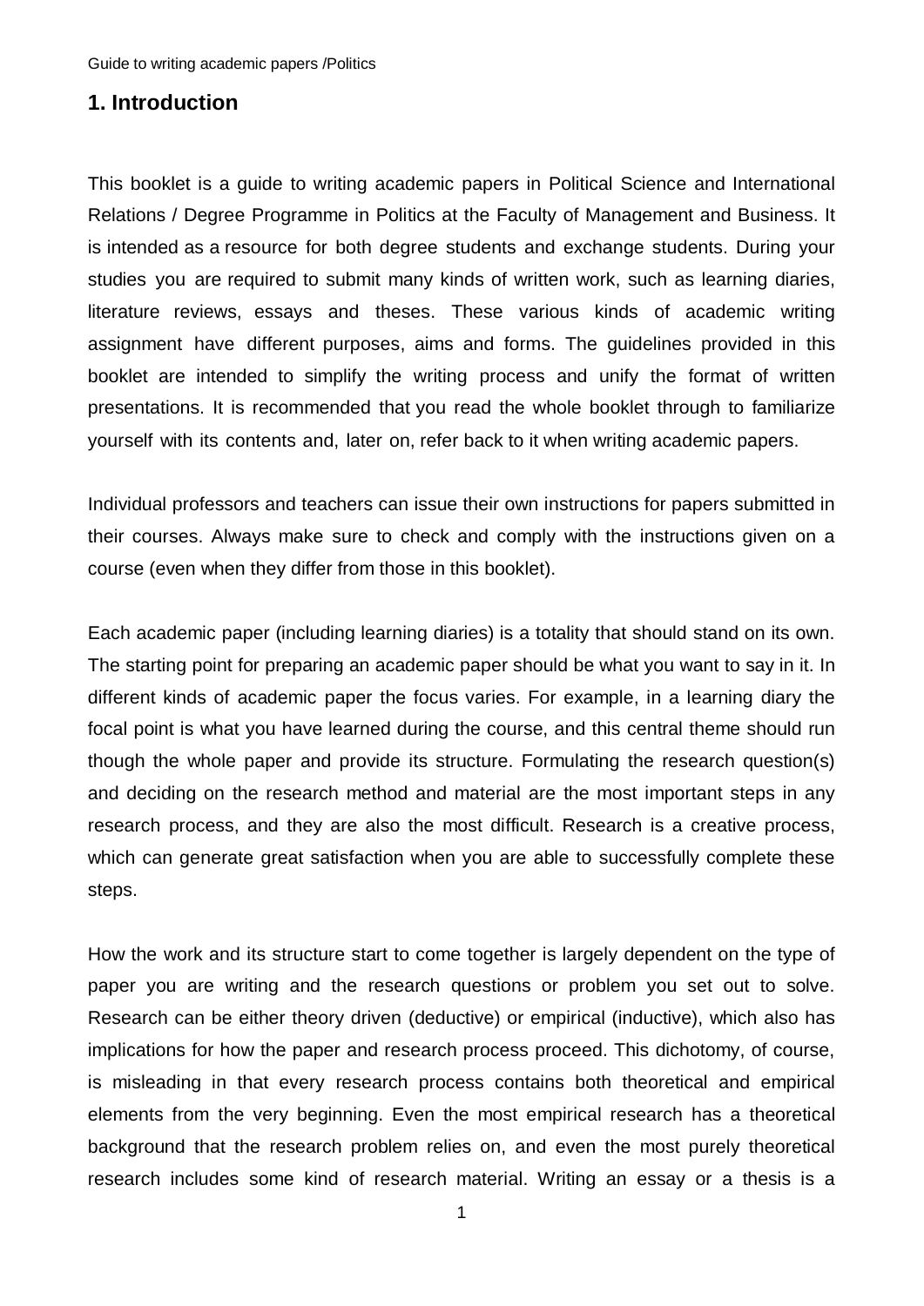## 1. Introduction

This booklet is a guide to writing academic papers in Political Science and International Relations / Degree Programme in Politics at the Faculty of Management and Business. It is intended as a resource for both degree students and exchange students. During your studies you are required to submit many kinds of written work, such as learning diaries, literature reviews, essays and theses. These various kinds of academic writing assignment have different purposes, aims and forms. The guidelines provided in this booklet are intended to simplify the writing process and unify the format of written presentations. It is recommended that you read the whole booklet through to familiarize yourself with its contents and, later on, refer back to it when writing academic papers.

Individual professors and teachers can issue their own instructions for papers submitted in their courses. Always make sure to check and comply with the instructions given on a course (even when they differ from those in this booklet).

Each academic paper (including learning diaries) is a totality that should stand on its own. The starting point for preparing an academic paper should be what you want to say in it. In different kinds of academic paper the focus varies. For example, in a learning diary the focal point is what you have learned during the course, and this central theme should run though the whole paper and provide its structure. Formulating the research question(s) and deciding on the research method and material are the most important steps in any research process, and they are also the most difficult. Research is a creative process, which can generate great satisfaction when you are able to successfully complete these steps.

How the work and its structure start to come together is largely dependent on the type of paper you are writing and the research questions or problem you set out to solve. Research can be either theory driven (deductive) or empirical (inductive), which also has implications for how the paper and research process proceed. This dichotomy, of course, is misleading in that every research process contains both theoretical and empirical elements from the very beginning. Even the most empirical research has a theoretical background that the research problem relies on, and even the most purely theoretical research includes some kind of research material. Writing an essay or a thesis is a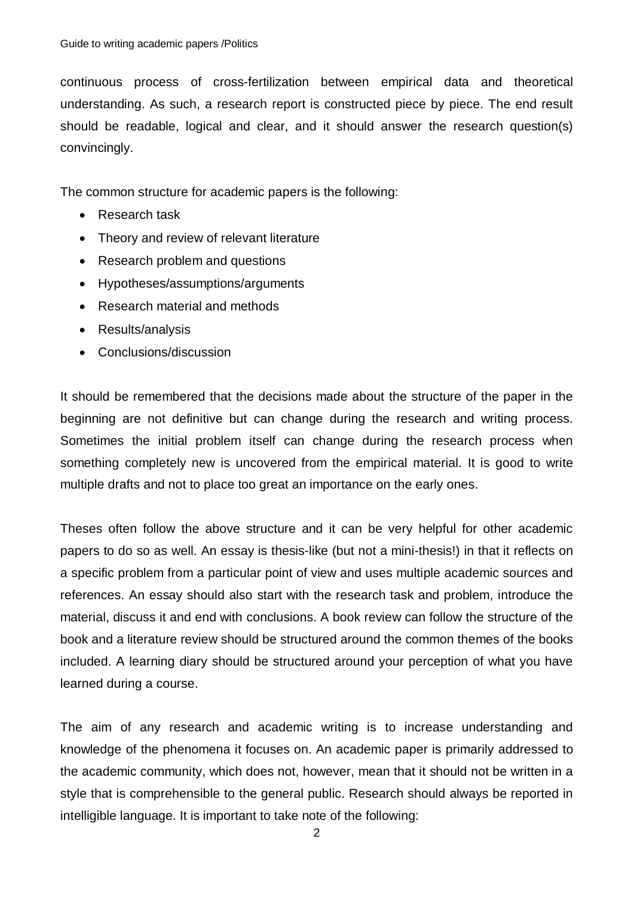continuous process of cross-fertilization between empirical data and theoretical understanding. As such, a research report is constructed piece by piece. The end result should be readable, logical and clear, and it should answer the research question(s) convincingly.

The common structure for academic papers is the following:

- Research task
- Theory and review of relevant literature
- Research problem and questions
- Hypotheses/assumptions/arguments
- Research material and methods
- Results/analysis
- Conclusions/discussion

It should be remembered that the decisions made about the structure of the paper in the beginning are not definitive but can change during the research and writing process. Sometimes the initial problem itself can change during the research process when something completely new is uncovered from the empirical material. It is good to write multiple drafts and not to place too great an importance on the early ones.

Theses often follow the above structure and it can be very helpful for other academic papers to do so as well. An essay is thesis-like (but not a mini-thesis!) in that it reflects on a specific problem from a particular point of view and uses multiple academic sources and references. An essay should also start with the research task and problem, introduce the material, discuss it and end with conclusions. A book review can follow the structure of the book and a literature review should be structured around the common themes of the books included. A learning diary should be structured around your perception of what you have learned during a course.

The aim of any research and academic writing is to increase understanding and knowledge of the phenomena it focuses on. An academic paper is primarily addressed to the academic community, which does not, however, mean that it should not be written in a style that is comprehensible to the general public. Research should always be reported in intelligible language. It is important to take note of the following: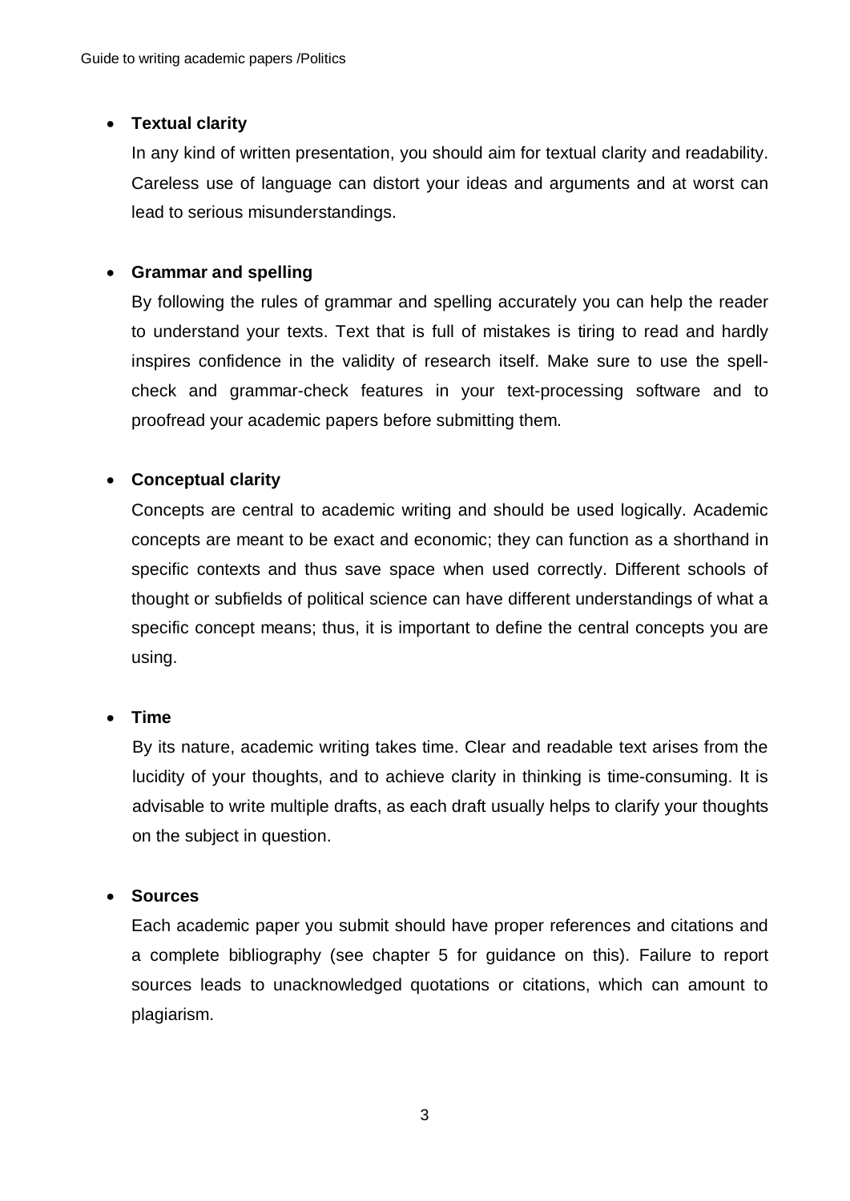- **Textual clarity**

  In any kind of written presentation, you should aim for textual clarity and readability. Careless use of language can distort your ideas and arguments and at worst can lead to serious misunderstandings.

- **Grammar and spelling**

  By following the rules of grammar and spelling accurately you can help the reader to understand your texts. Text that is full of mistakes is tiring to read and hardly inspires confidence in the validity of research itself. Make sure to use the spell-check and grammar-check features in your text-processing software and to proofread your academic papers before submitting them.

- **Conceptual clarity**

  Concepts are central to academic writing and should be used logically. Academic concepts are meant to be exact and economic; they can function as a shorthand in specific contexts and thus save space when used correctly. Different schools of thought or subfields of political science can have different understandings of what a specific concept means; thus, it is important to define the central concepts you are using.

- **Time**

  By its nature, academic writing takes time. Clear and readable text arises from the lucidity of your thoughts, and to achieve clarity in thinking is time-consuming. It is advisable to write multiple drafts, as each draft usually helps to clarify your thoughts on the subject in question.

- **Sources**

  Each academic paper you submit should have proper references and citations and a complete bibliography (see chapter 5 for guidance on this). Failure to report sources leads to unacknowledged quotations or citations, which can amount to plagiarism.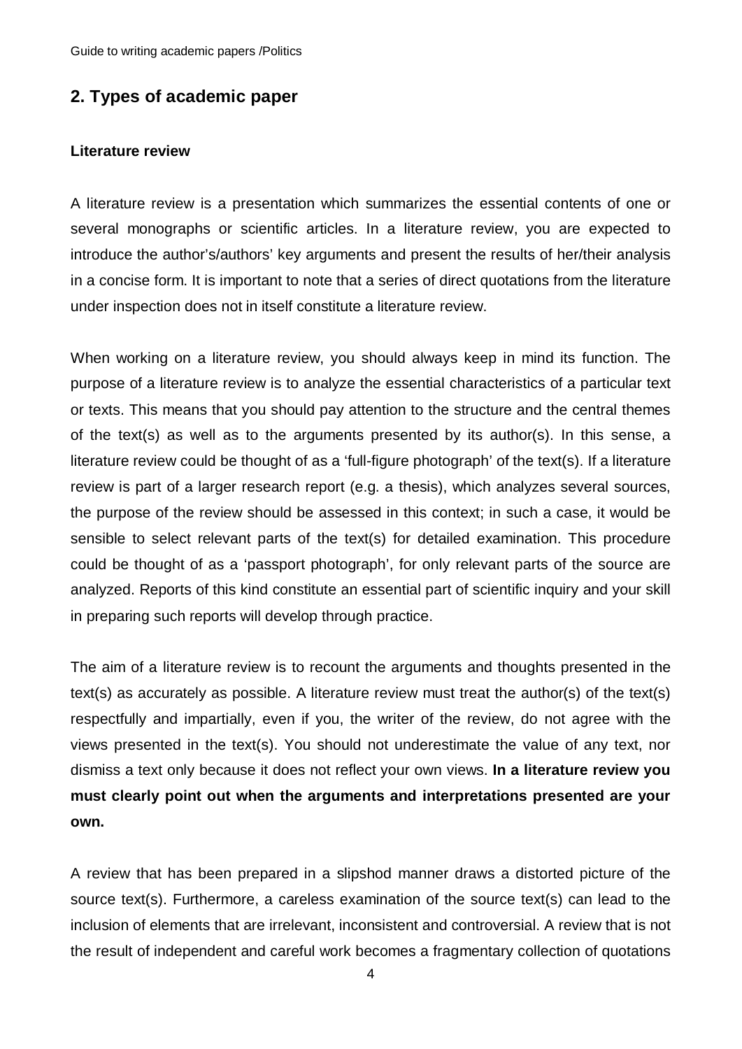## 2. Types of academic paper

### Literature review

A literature review is a presentation which summarizes the essential contents of one or several monographs or scientific articles. In a literature review, you are expected to introduce the author's/authors' key arguments and present the results of her/their analysis in a concise form. It is important to note that a series of direct quotations from the literature under inspection does not in itself constitute a literature review.

When working on a literature review, you should always keep in mind its function. The purpose of a literature review is to analyze the essential characteristics of a particular text or texts. This means that you should pay attention to the structure and the central themes of the text(s) as well as to the arguments presented by its author(s). In this sense, a literature review could be thought of as a 'full-figure photograph' of the text(s). If a literature review is part of a larger research report (e.g. a thesis), which analyzes several sources, the purpose of the review should be assessed in this context; in such a case, it would be sensible to select relevant parts of the text(s) for detailed examination. This procedure could be thought of as a 'passport photograph', for only relevant parts of the source are analyzed. Reports of this kind constitute an essential part of scientific inquiry and your skill in preparing such reports will develop through practice.

The aim of a literature review is to recount the arguments and thoughts presented in the text(s) as accurately as possible. A literature review must treat the author(s) of the text(s) respectfully and impartially, even if you, the writer of the review, do not agree with the views presented in the text(s). You should not underestimate the value of any text, nor dismiss a text only because it does not reflect your own views. **In a literature review you must clearly point out when the arguments and interpretations presented are your own.**

A review that has been prepared in a slipshod manner draws a distorted picture of the source text(s). Furthermore, a careless examination of the source text(s) can lead to the inclusion of elements that are irrelevant, inconsistent and controversial. A review that is not the result of independent and careful work becomes a fragmentary collection of quotations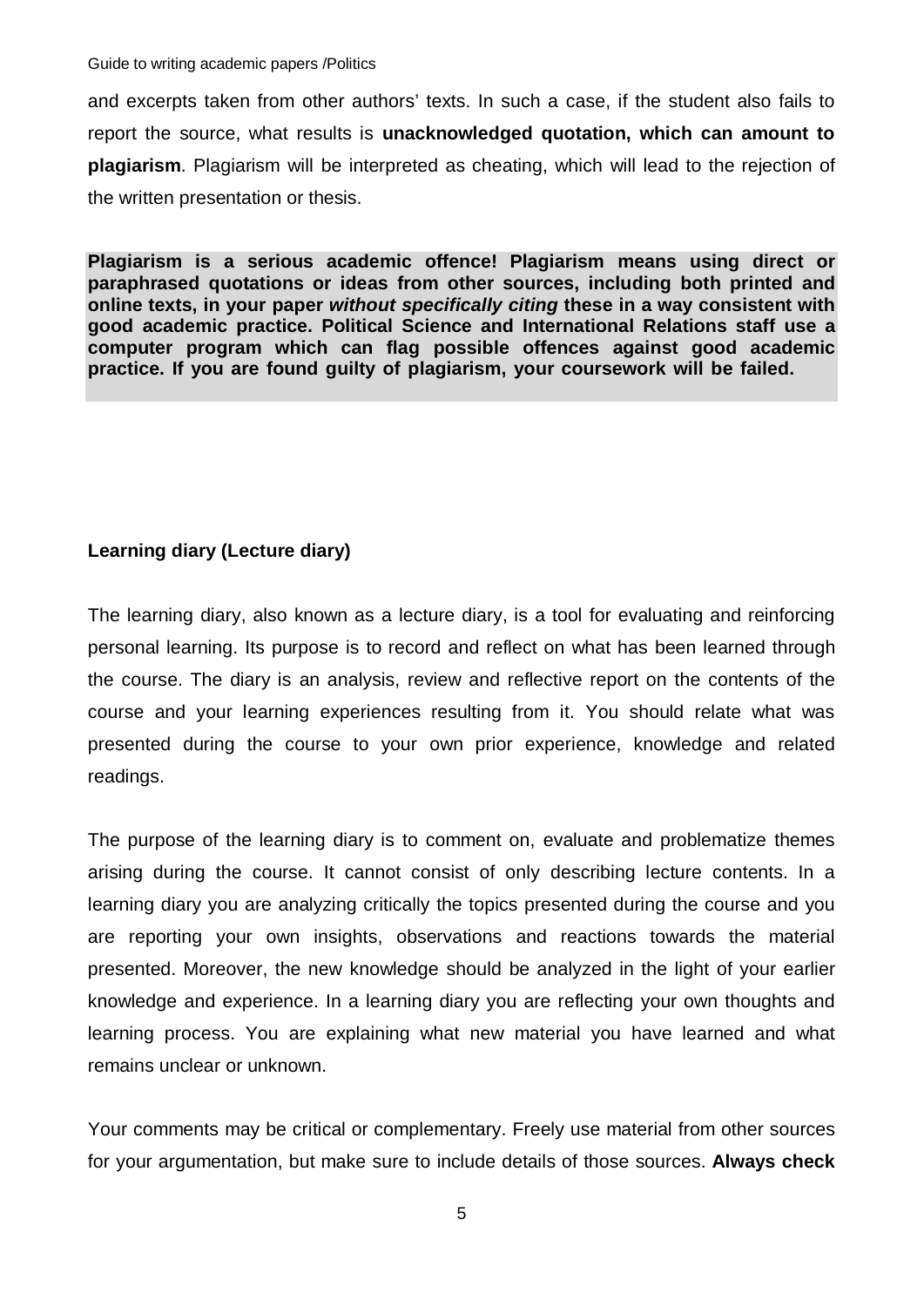and excerpts taken from other authors' texts. In such a case, if the student also fails to report the source, what results is **unacknowledged quotation, which can amount to plagiarism**. Plagiarism will be interpreted as cheating, which will lead to the rejection of the written presentation or thesis.

**Plagiarism is a serious academic offence! Plagiarism means using direct or paraphrased quotations or ideas from other sources, including both printed and online texts, in your paper *without specifically citing* these in a way consistent with good academic practice. Political Science and International Relations staff use a computer program which can flag possible offences against good academic practice. If you are found guilty of plagiarism, your coursework will be failed.**

**Learning diary (Lecture diary)**

The learning diary, also known as a lecture diary, is a tool for evaluating and reinforcing personal learning. Its purpose is to record and reflect on what has been learned through the course. The diary is an analysis, review and reflective report on the contents of the course and your learning experiences resulting from it. You should relate what was presented during the course to your own prior experience, knowledge and related readings.

The purpose of the learning diary is to comment on, evaluate and problematize themes arising during the course. It cannot consist of only describing lecture contents. In a learning diary you are analyzing critically the topics presented during the course and you are reporting your own insights, observations and reactions towards the material presented. Moreover, the new knowledge should be analyzed in the light of your earlier knowledge and experience. In a learning diary you are reflecting your own thoughts and learning process. You are explaining what new material you have learned and what remains unclear or unknown.

Your comments may be critical or complementary. Freely use material from other sources for your argumentation, but make sure to include details of those sources. **Always check**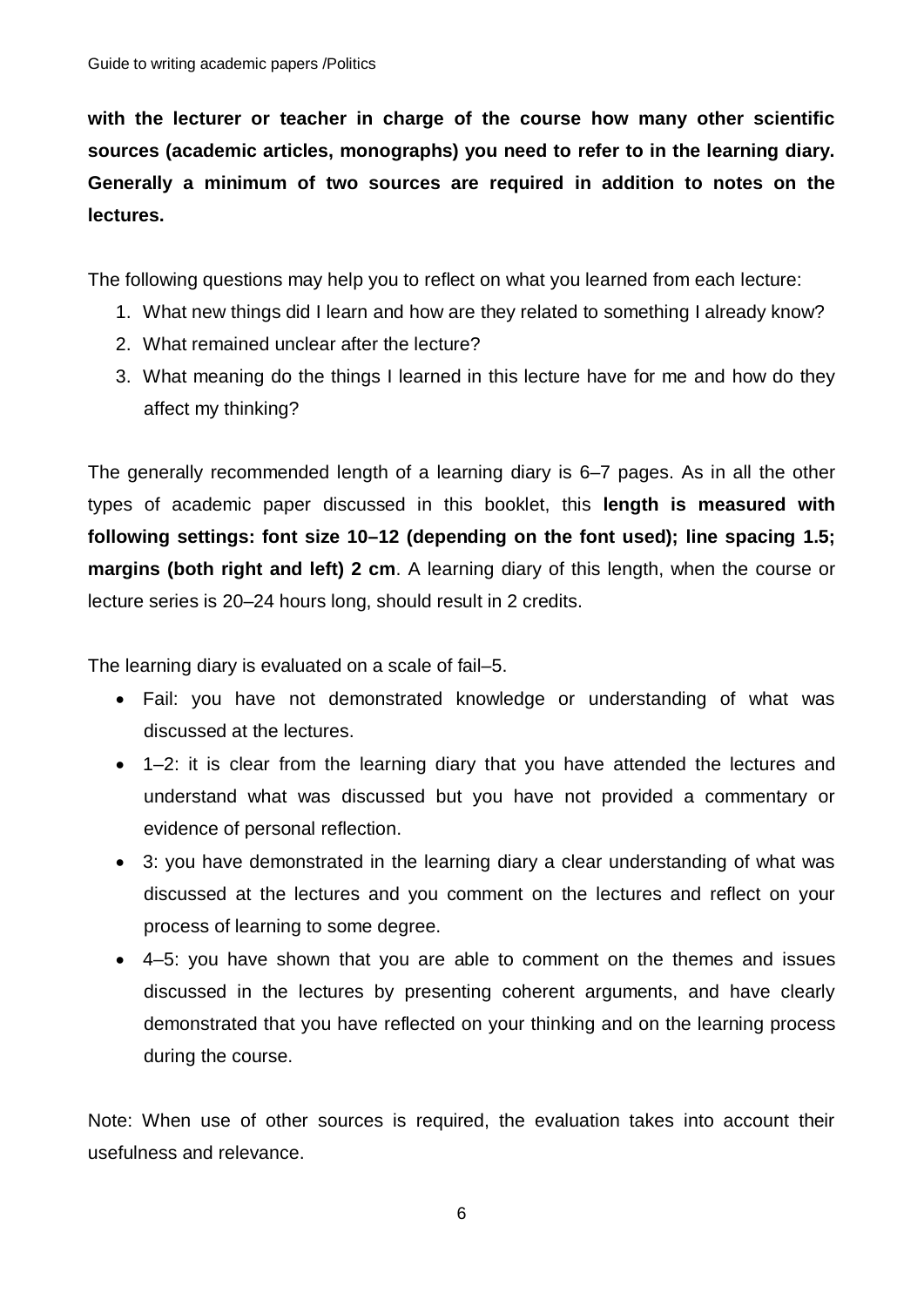**with the lecturer or teacher in charge of the course how many other scientific sources (academic articles, monographs) you need to refer to in the learning diary. Generally a minimum of two sources are required in addition to notes on the lectures.**

The following questions may help you to reflect on what you learned from each lecture:

1. What new things did I learn and how are they related to something I already know?
2. What remained unclear after the lecture?
3. What meaning do the things I learned in this lecture have for me and how do they affect my thinking?

The generally recommended length of a learning diary is 6–7 pages. As in all the other types of academic paper discussed in this booklet, this **length is measured with following settings: font size 10–12 (depending on the font used); line spacing 1.5; margins (both right and left) 2 cm**. A learning diary of this length, when the course or lecture series is 20–24 hours long, should result in 2 credits.

The learning diary is evaluated on a scale of fail–5.

- Fail: you have not demonstrated knowledge or understanding of what was discussed at the lectures.
- 1–2: it is clear from the learning diary that you have attended the lectures and understand what was discussed but you have not provided a commentary or evidence of personal reflection.
- 3: you have demonstrated in the learning diary a clear understanding of what was discussed at the lectures and you comment on the lectures and reflect on your process of learning to some degree.
- 4–5: you have shown that you are able to comment on the themes and issues discussed in the lectures by presenting coherent arguments, and have clearly demonstrated that you have reflected on your thinking and on the learning process during the course.

Note: When use of other sources is required, the evaluation takes into account their usefulness and relevance.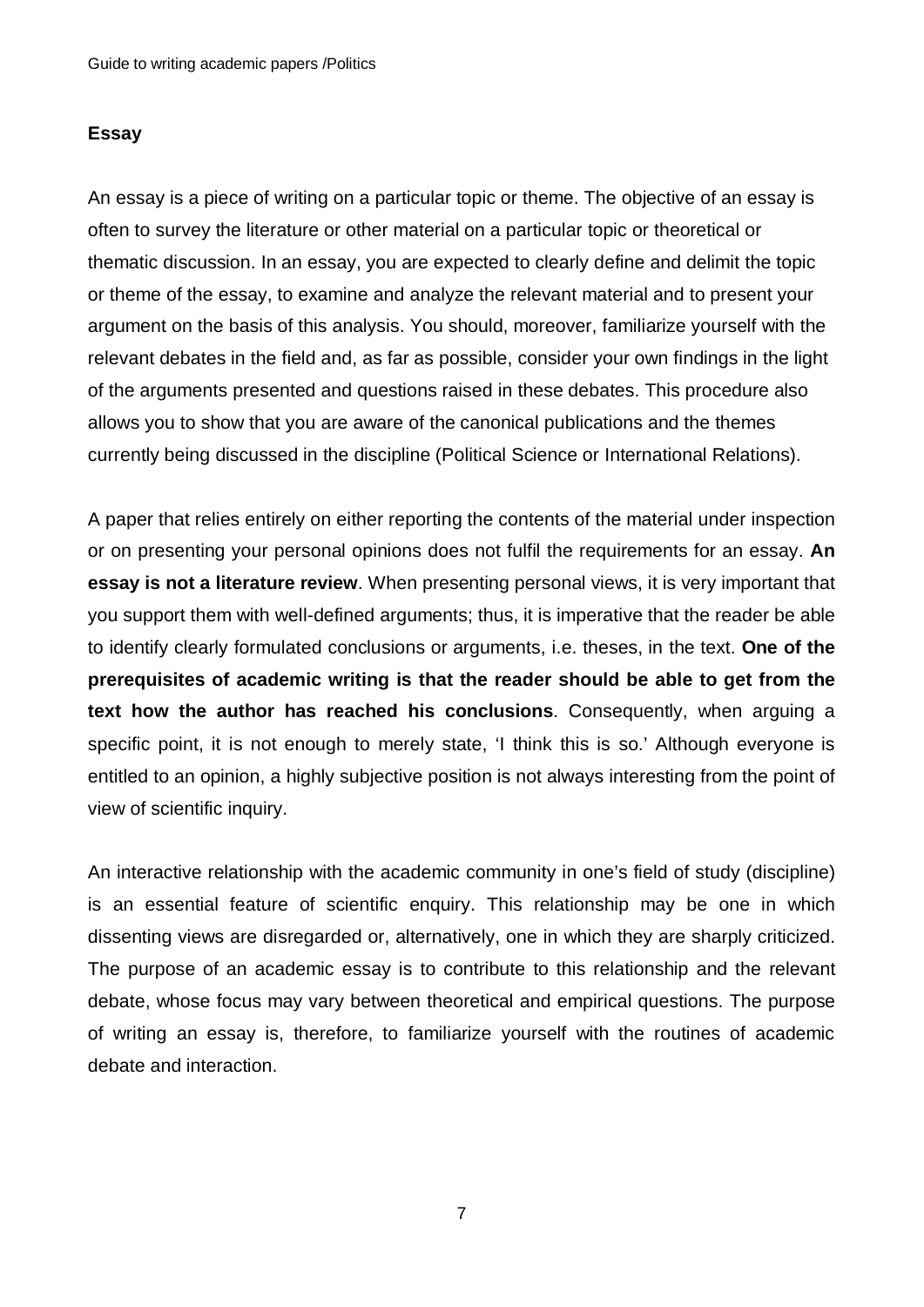## Essay

An essay is a piece of writing on a particular topic or theme. The objective of an essay is often to survey the literature or other material on a particular topic or theoretical or thematic discussion. In an essay, you are expected to clearly define and delimit the topic or theme of the essay, to examine and analyze the relevant material and to present your argument on the basis of this analysis. You should, moreover, familiarize yourself with the relevant debates in the field and, as far as possible, consider your own findings in the light of the arguments presented and questions raised in these debates. This procedure also allows you to show that you are aware of the canonical publications and the themes currently being discussed in the discipline (Political Science or International Relations).

A paper that relies entirely on either reporting the contents of the material under inspection or on presenting your personal opinions does not fulfil the requirements for an essay. **An essay is not a literature review**. When presenting personal views, it is very important that you support them with well-defined arguments; thus, it is imperative that the reader be able to identify clearly formulated conclusions or arguments, i.e. theses, in the text. **One of the prerequisites of academic writing is that the reader should be able to get from the text how the author has reached his conclusions**. Consequently, when arguing a specific point, it is not enough to merely state, 'I think this is so.' Although everyone is entitled to an opinion, a highly subjective position is not always interesting from the point of view of scientific inquiry.

An interactive relationship with the academic community in one's field of study (discipline) is an essential feature of scientific enquiry. This relationship may be one in which dissenting views are disregarded or, alternatively, one in which they are sharply criticized. The purpose of an academic essay is to contribute to this relationship and the relevant debate, whose focus may vary between theoretical and empirical questions. The purpose of writing an essay is, therefore, to familiarize yourself with the routines of academic debate and interaction.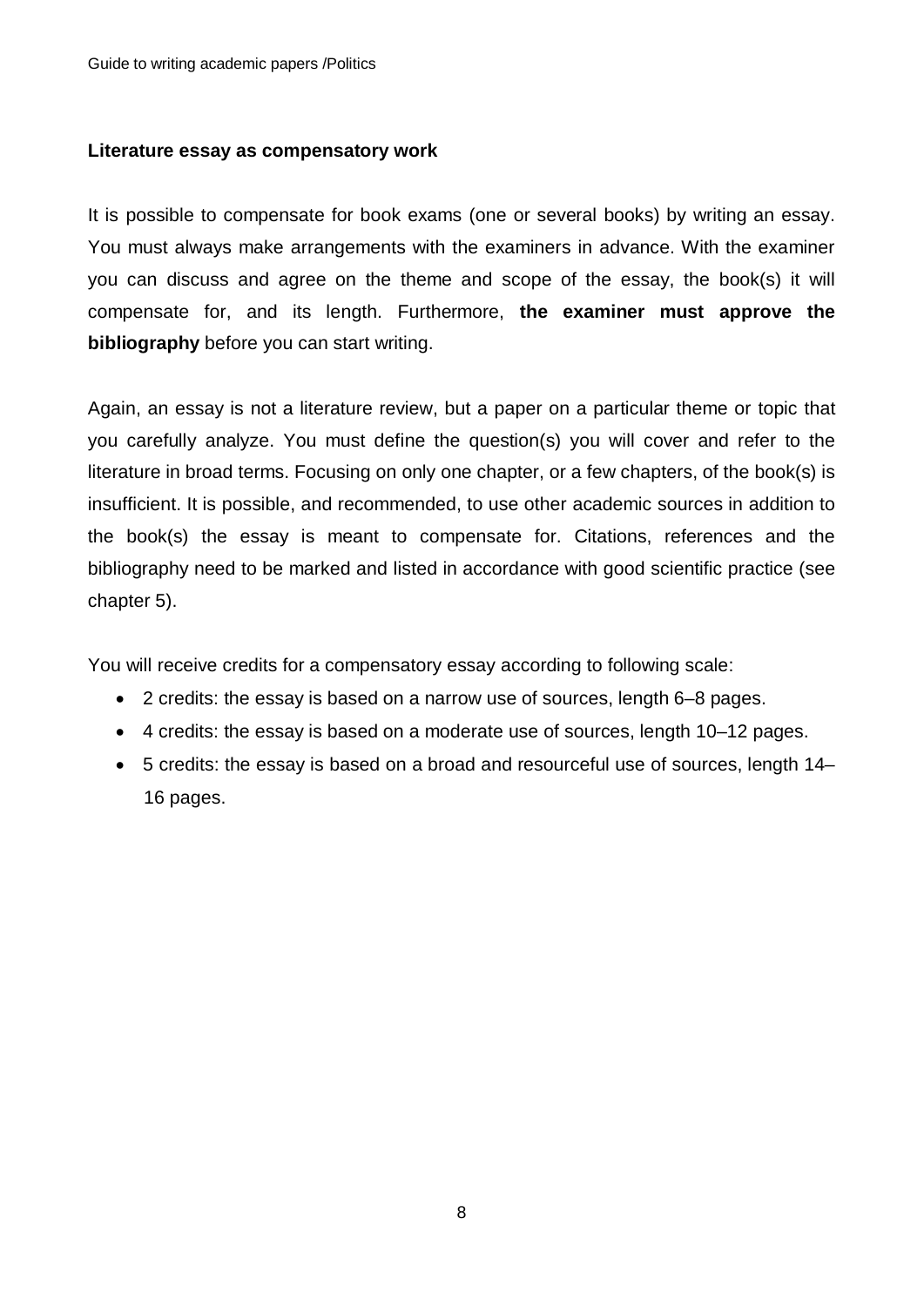### Literature essay as compensatory work

It is possible to compensate for book exams (one or several books) by writing an essay. You must always make arrangements with the examiners in advance. With the examiner you can discuss and agree on the theme and scope of the essay, the book(s) it will compensate for, and its length. Furthermore, **the examiner must approve the bibliography** before you can start writing.

Again, an essay is not a literature review, but a paper on a particular theme or topic that you carefully analyze. You must define the question(s) you will cover and refer to the literature in broad terms. Focusing on only one chapter, or a few chapters, of the book(s) is insufficient. It is possible, and recommended, to use other academic sources in addition to the book(s) the essay is meant to compensate for. Citations, references and the bibliography need to be marked and listed in accordance with good scientific practice (see chapter 5).

You will receive credits for a compensatory essay according to following scale:

- 2 credits: the essay is based on a narrow use of sources, length 6–8 pages.
- 4 credits: the essay is based on a moderate use of sources, length 10–12 pages.
- 5 credits: the essay is based on a broad and resourceful use of sources, length 14–16 pages.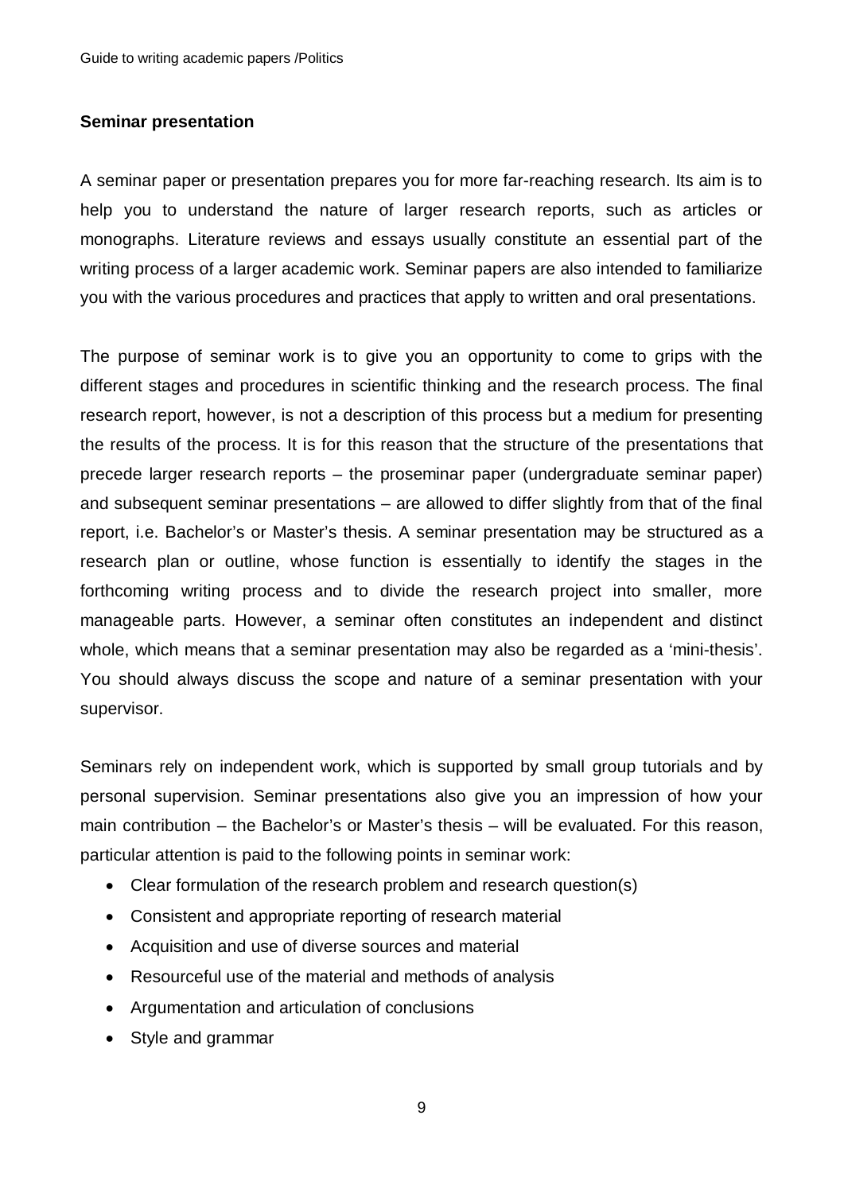**Seminar presentation**

A seminar paper or presentation prepares you for more far-reaching research. Its aim is to help you to understand the nature of larger research reports, such as articles or monographs. Literature reviews and essays usually constitute an essential part of the writing process of a larger academic work. Seminar papers are also intended to familiarize you with the various procedures and practices that apply to written and oral presentations.

The purpose of seminar work is to give you an opportunity to come to grips with the different stages and procedures in scientific thinking and the research process. The final research report, however, is not a description of this process but a medium for presenting the results of the process. It is for this reason that the structure of the presentations that precede larger research reports – the proseminar paper (undergraduate seminar paper) and subsequent seminar presentations – are allowed to differ slightly from that of the final report, i.e. Bachelor's or Master's thesis. A seminar presentation may be structured as a research plan or outline, whose function is essentially to identify the stages in the forthcoming writing process and to divide the research project into smaller, more manageable parts. However, a seminar often constitutes an independent and distinct whole, which means that a seminar presentation may also be regarded as a 'mini-thesis'. You should always discuss the scope and nature of a seminar presentation with your supervisor.

Seminars rely on independent work, which is supported by small group tutorials and by personal supervision. Seminar presentations also give you an impression of how your main contribution – the Bachelor's or Master's thesis – will be evaluated. For this reason, particular attention is paid to the following points in seminar work:

- Clear formulation of the research problem and research question(s)
- Consistent and appropriate reporting of research material
- Acquisition and use of diverse sources and material
- Resourceful use of the material and methods of analysis
- Argumentation and articulation of conclusions
- Style and grammar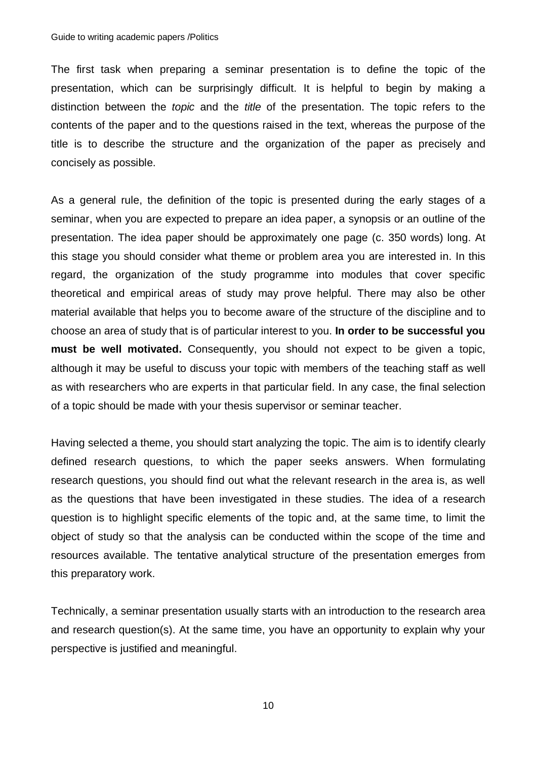The first task when preparing a seminar presentation is to define the topic of the presentation, which can be surprisingly difficult. It is helpful to begin by making a distinction between the *topic* and the *title* of the presentation. The topic refers to the contents of the paper and to the questions raised in the text, whereas the purpose of the title is to describe the structure and the organization of the paper as precisely and concisely as possible.

As a general rule, the definition of the topic is presented during the early stages of a seminar, when you are expected to prepare an idea paper, a synopsis or an outline of the presentation. The idea paper should be approximately one page (c. 350 words) long. At this stage you should consider what theme or problem area you are interested in. In this regard, the organization of the study programme into modules that cover specific theoretical and empirical areas of study may prove helpful. There may also be other material available that helps you to become aware of the structure of the discipline and to choose an area of study that is of particular interest to you. **In order to be successful you must be well motivated.** Consequently, you should not expect to be given a topic, although it may be useful to discuss your topic with members of the teaching staff as well as with researchers who are experts in that particular field. In any case, the final selection of a topic should be made with your thesis supervisor or seminar teacher.

Having selected a theme, you should start analyzing the topic. The aim is to identify clearly defined research questions, to which the paper seeks answers. When formulating research questions, you should find out what the relevant research in the area is, as well as the questions that have been investigated in these studies. The idea of a research question is to highlight specific elements of the topic and, at the same time, to limit the object of study so that the analysis can be conducted within the scope of the time and resources available. The tentative analytical structure of the presentation emerges from this preparatory work.

Technically, a seminar presentation usually starts with an introduction to the research area and research question(s). At the same time, you have an opportunity to explain why your perspective is justified and meaningful.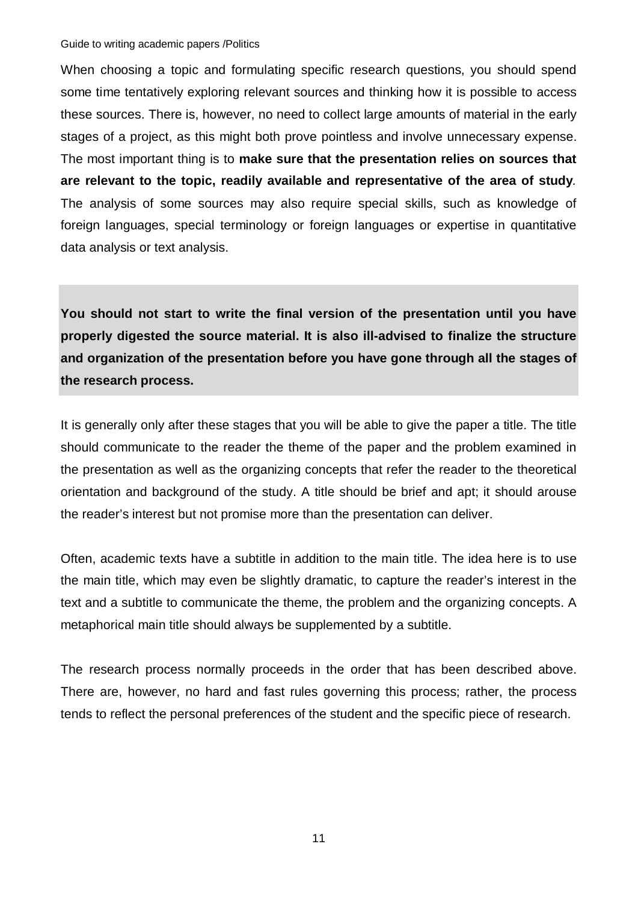When choosing a topic and formulating specific research questions, you should spend some time tentatively exploring relevant sources and thinking how it is possible to access these sources. There is, however, no need to collect large amounts of material in the early stages of a project, as this might both prove pointless and involve unnecessary expense. The most important thing is to **make sure that the presentation relies on sources that are relevant to the topic, readily available and representative of the area of study**. The analysis of some sources may also require special skills, such as knowledge of foreign languages, special terminology or foreign languages or expertise in quantitative data analysis or text analysis.

**You should not start to write the final version of the presentation until you have properly digested the source material. It is also ill-advised to finalize the structure and organization of the presentation before you have gone through all the stages of the research process.**

It is generally only after these stages that you will be able to give the paper a title. The title should communicate to the reader the theme of the paper and the problem examined in the presentation as well as the organizing concepts that refer the reader to the theoretical orientation and background of the study. A title should be brief and apt; it should arouse the reader's interest but not promise more than the presentation can deliver.

Often, academic texts have a subtitle in addition to the main title. The idea here is to use the main title, which may even be slightly dramatic, to capture the reader's interest in the text and a subtitle to communicate the theme, the problem and the organizing concepts. A metaphorical main title should always be supplemented by a subtitle.

The research process normally proceeds in the order that has been described above. There are, however, no hard and fast rules governing this process; rather, the process tends to reflect the personal preferences of the student and the specific piece of research.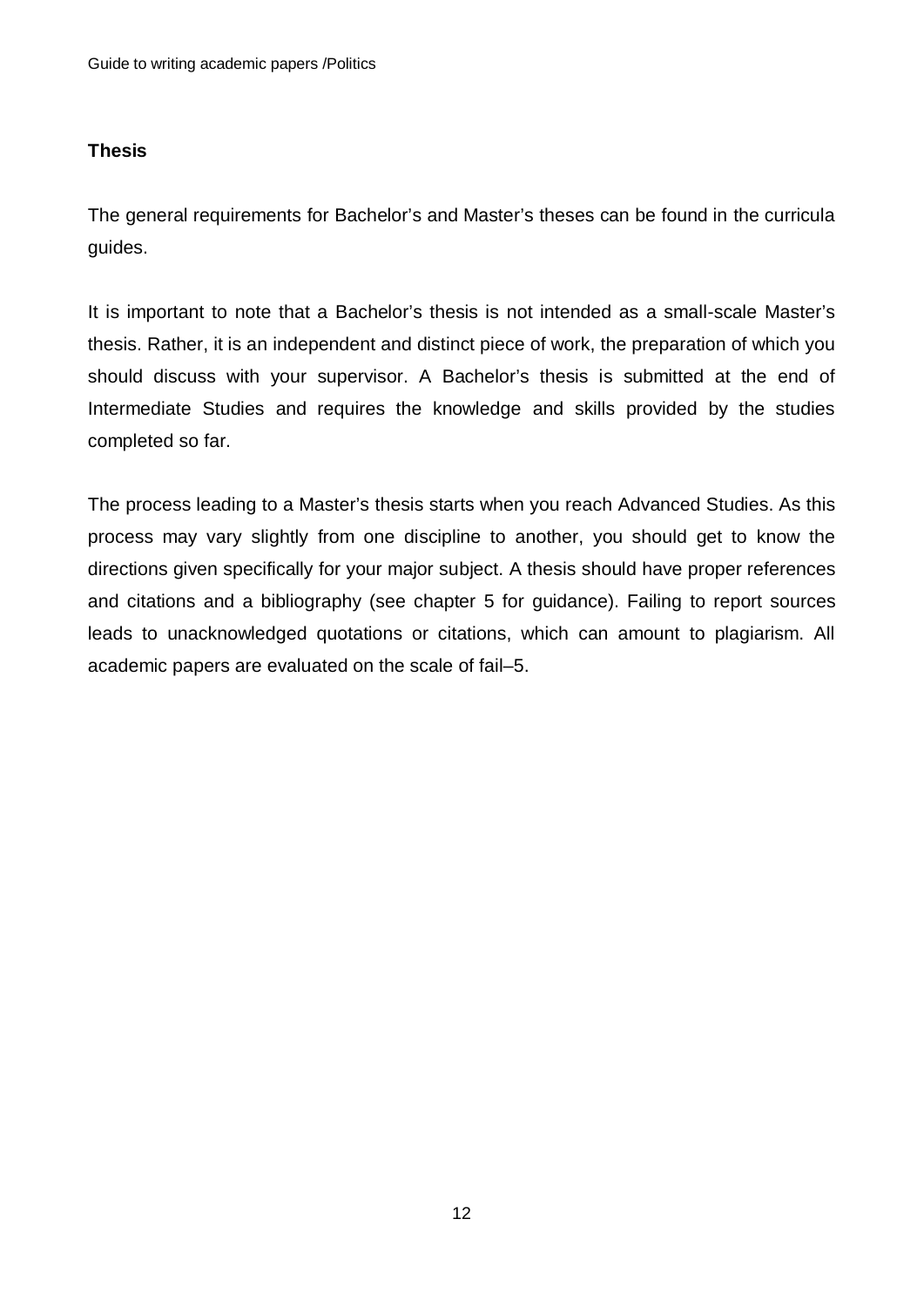### Thesis

The general requirements for Bachelor's and Master's theses can be found in the curricula guides.

It is important to note that a Bachelor's thesis is not intended as a small-scale Master's thesis. Rather, it is an independent and distinct piece of work, the preparation of which you should discuss with your supervisor. A Bachelor's thesis is submitted at the end of Intermediate Studies and requires the knowledge and skills provided by the studies completed so far.

The process leading to a Master's thesis starts when you reach Advanced Studies. As this process may vary slightly from one discipline to another, you should get to know the directions given specifically for your major subject. A thesis should have proper references and citations and a bibliography (see chapter 5 for guidance). Failing to report sources leads to unacknowledged quotations or citations, which can amount to plagiarism. All academic papers are evaluated on the scale of fail–5.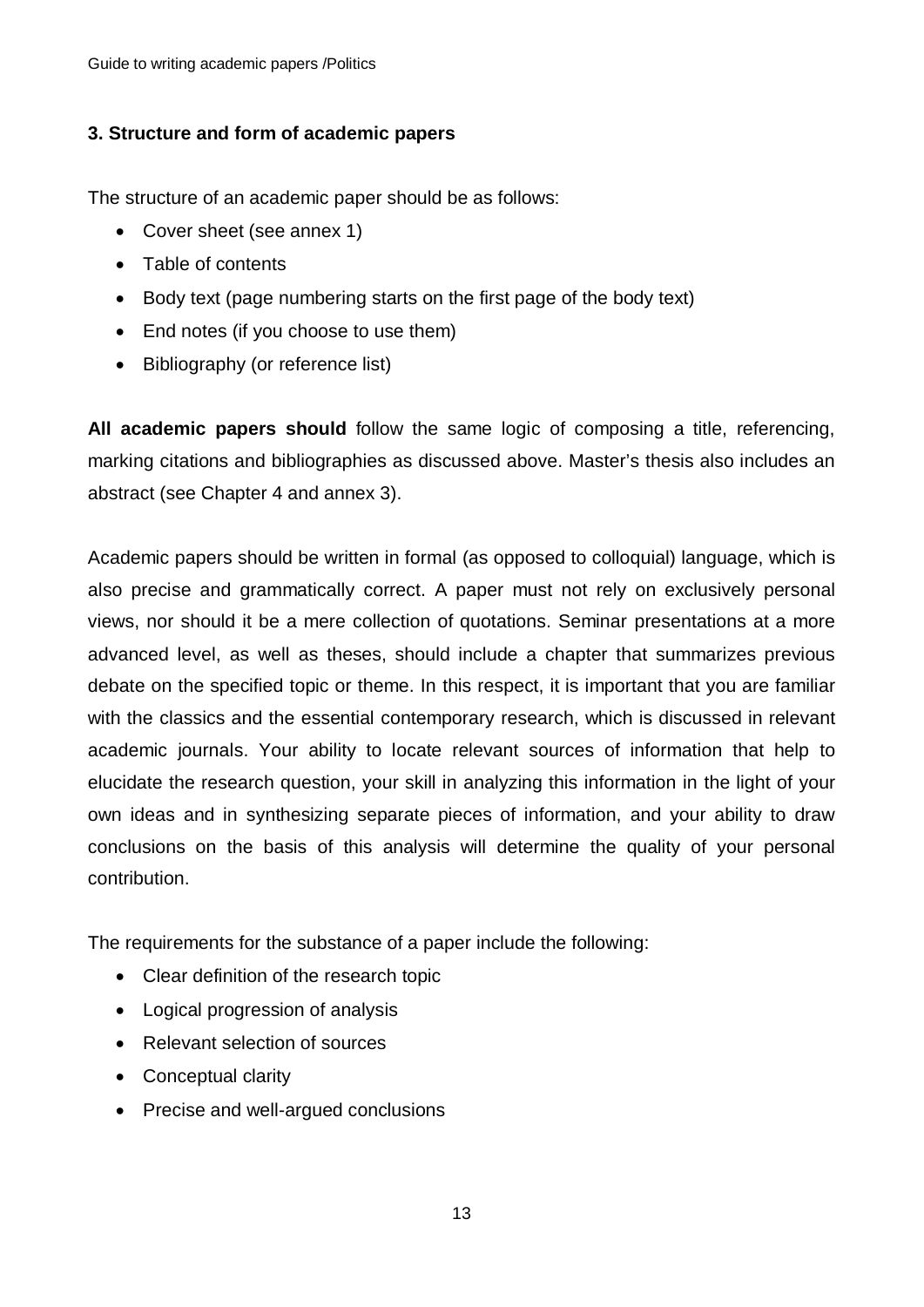## 3. Structure and form of academic papers

The structure of an academic paper should be as follows:

- Cover sheet (see annex 1)
- Table of contents
- Body text (page numbering starts on the first page of the body text)
- End notes (if you choose to use them)
- Bibliography (or reference list)

**All academic papers should** follow the same logic of composing a title, referencing, marking citations and bibliographies as discussed above. Master's thesis also includes an abstract (see Chapter 4 and annex 3).

Academic papers should be written in formal (as opposed to colloquial) language, which is also precise and grammatically correct. A paper must not rely on exclusively personal views, nor should it be a mere collection of quotations. Seminar presentations at a more advanced level, as well as theses, should include a chapter that summarizes previous debate on the specified topic or theme. In this respect, it is important that you are familiar with the classics and the essential contemporary research, which is discussed in relevant academic journals. Your ability to locate relevant sources of information that help to elucidate the research question, your skill in analyzing this information in the light of your own ideas and in synthesizing separate pieces of information, and your ability to draw conclusions on the basis of this analysis will determine the quality of your personal contribution.

The requirements for the substance of a paper include the following:

- Clear definition of the research topic
- Logical progression of analysis
- Relevant selection of sources
- Conceptual clarity
- Precise and well-argued conclusions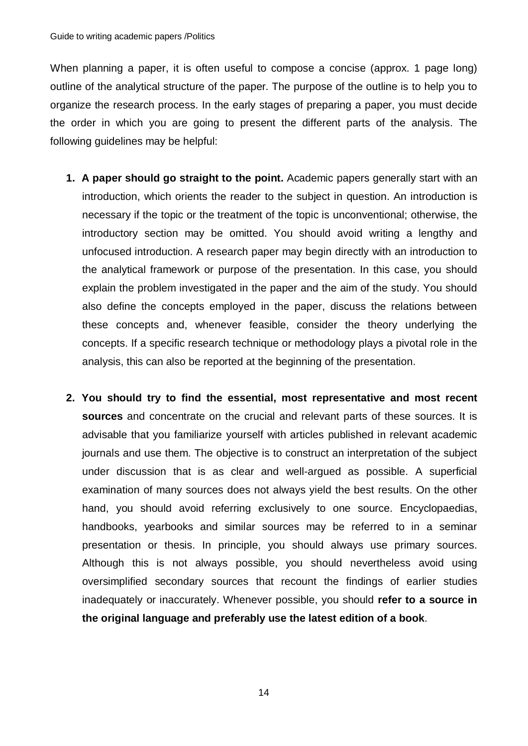When planning a paper, it is often useful to compose a concise (approx. 1 page long) outline of the analytical structure of the paper. The purpose of the outline is to help you to organize the research process. In the early stages of preparing a paper, you must decide the order in which you are going to present the different parts of the analysis. The following guidelines may be helpful:

1. **A paper should go straight to the point.** Academic papers generally start with an introduction, which orients the reader to the subject in question. An introduction is necessary if the topic or the treatment of the topic is unconventional; otherwise, the introductory section may be omitted. You should avoid writing a lengthy and unfocused introduction. A research paper may begin directly with an introduction to the analytical framework or purpose of the presentation. In this case, you should explain the problem investigated in the paper and the aim of the study. You should also define the concepts employed in the paper, discuss the relations between these concepts and, whenever feasible, consider the theory underlying the concepts. If a specific research technique or methodology plays a pivotal role in the analysis, this can also be reported at the beginning of the presentation.

2. **You should try to find the essential, most representative and most recent sources** and concentrate on the crucial and relevant parts of these sources. It is advisable that you familiarize yourself with articles published in relevant academic journals and use them. The objective is to construct an interpretation of the subject under discussion that is as clear and well-argued as possible. A superficial examination of many sources does not always yield the best results. On the other hand, you should avoid referring exclusively to one source. Encyclopaedias, handbooks, yearbooks and similar sources may be referred to in a seminar presentation or thesis. In principle, you should always use primary sources. Although this is not always possible, you should nevertheless avoid using oversimplified secondary sources that recount the findings of earlier studies inadequately or inaccurately. Whenever possible, you should **refer to a source in the original language and preferably use the latest edition of a book**.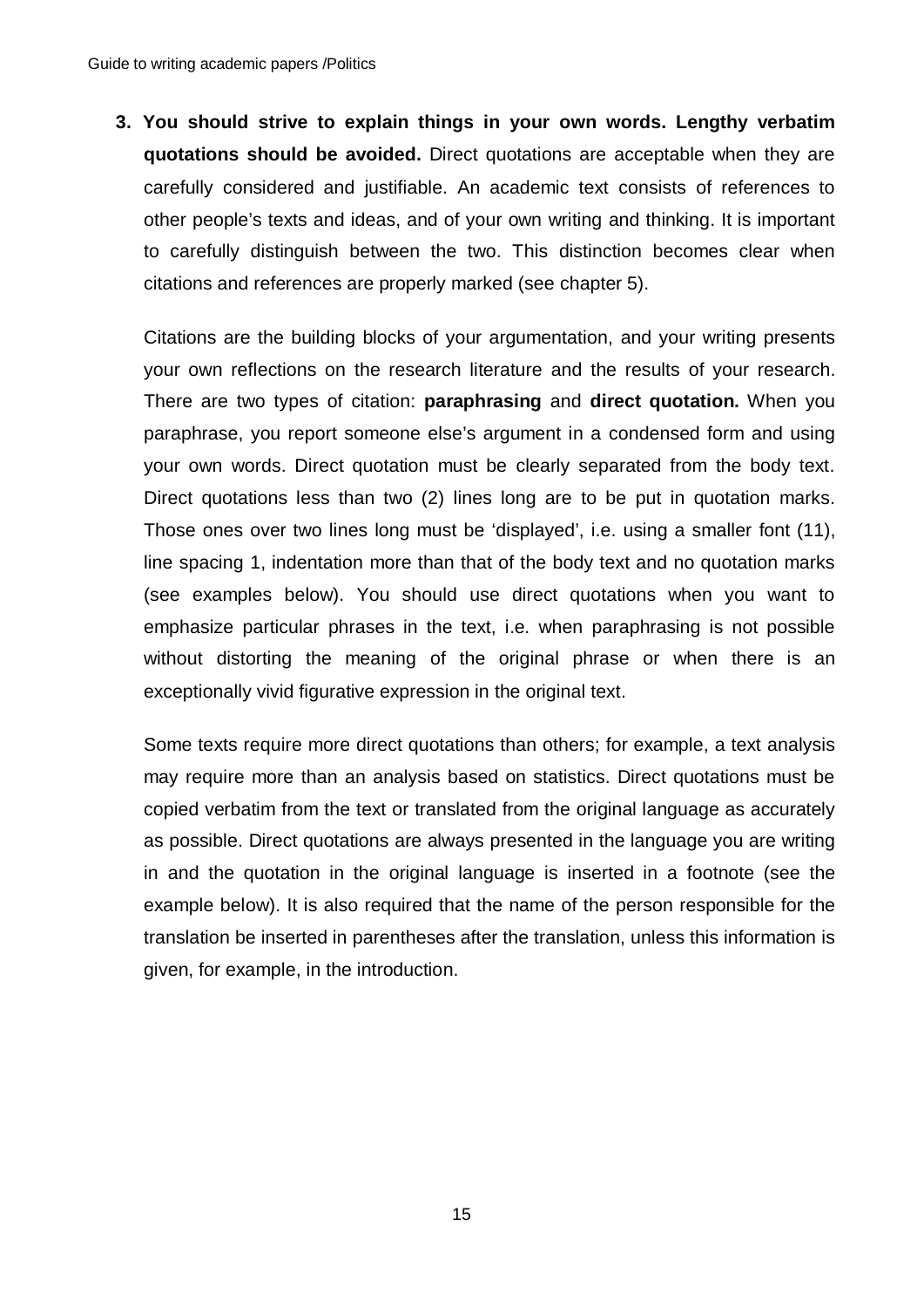3. **You should strive to explain things in your own words. Lengthy verbatim quotations should be avoided.** Direct quotations are acceptable when they are carefully considered and justifiable. An academic text consists of references to other people's texts and ideas, and of your own writing and thinking. It is important to carefully distinguish between the two. This distinction becomes clear when citations and references are properly marked (see chapter 5).

   Citations are the building blocks of your argumentation, and your writing presents your own reflections on the research literature and the results of your research. There are two types of citation: **paraphrasing** and **direct quotation.** When you paraphrase, you report someone else's argument in a condensed form and using your own words. Direct quotation must be clearly separated from the body text. Direct quotations less than two (2) lines long are to be put in quotation marks. Those ones over two lines long must be 'displayed', i.e. using a smaller font (11), line spacing 1, indentation more than that of the body text and no quotation marks (see examples below). You should use direct quotations when you want to emphasize particular phrases in the text, i.e. when paraphrasing is not possible without distorting the meaning of the original phrase or when there is an exceptionally vivid figurative expression in the original text.

   Some texts require more direct quotations than others; for example, a text analysis may require more than an analysis based on statistics. Direct quotations must be copied verbatim from the text or translated from the original language as accurately as possible. Direct quotations are always presented in the language you are writing in and the quotation in the original language is inserted in a footnote (see the example below). It is also required that the name of the person responsible for the translation be inserted in parentheses after the translation, unless this information is given, for example, in the introduction.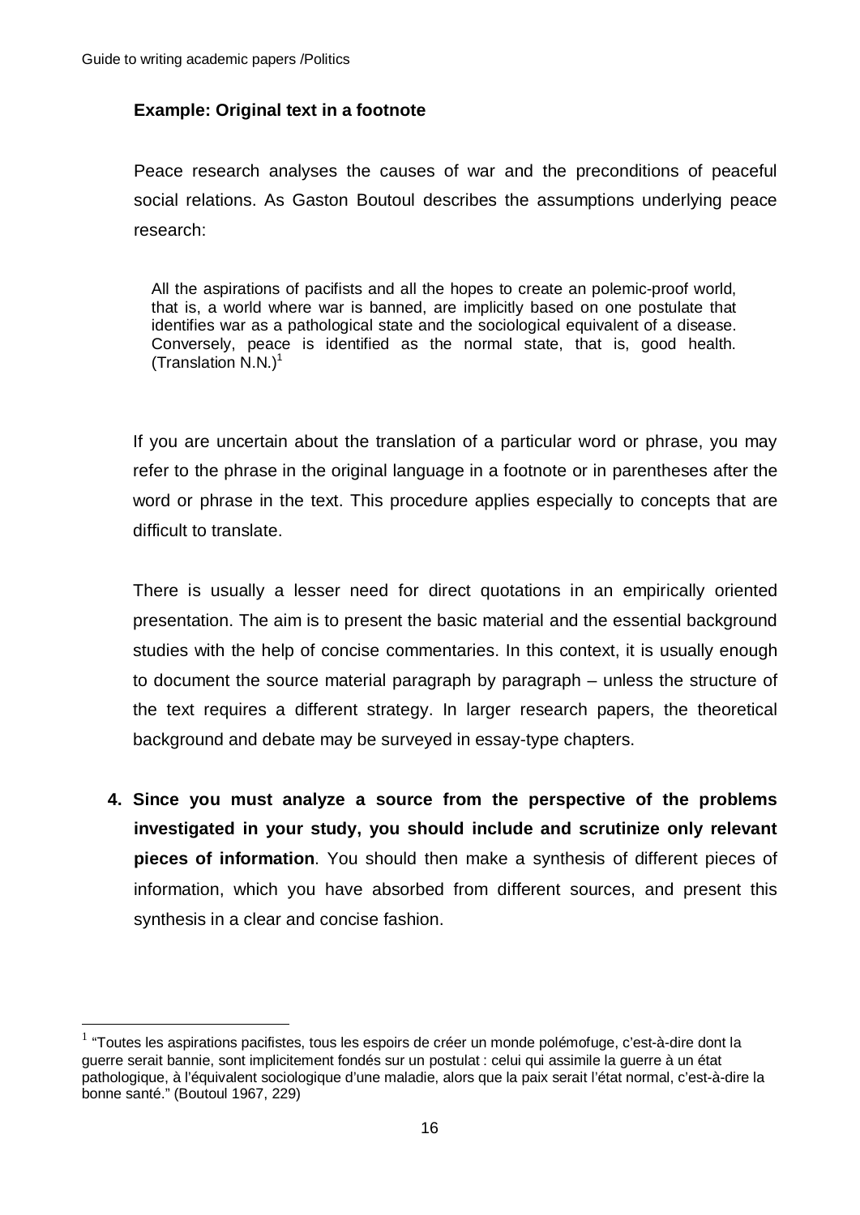**Example: Original text in a footnote**

Peace research analyses the causes of war and the preconditions of peaceful social relations. As Gaston Boutoul describes the assumptions underlying peace research:

> All the aspirations of pacifists and all the hopes to create an polemic-proof world, that is, a world where war is banned, are implicitly based on one postulate that identifies war as a pathological state and the sociological equivalent of a disease. Conversely, peace is identified as the normal state, that is, good health. (Translation N.N.)[1]

If you are uncertain about the translation of a particular word or phrase, you may refer to the phrase in the original language in a footnote or in parentheses after the word or phrase in the text. This procedure applies especially to concepts that are difficult to translate.

There is usually a lesser need for direct quotations in an empirically oriented presentation. The aim is to present the basic material and the essential background studies with the help of concise commentaries. In this context, it is usually enough to document the source material paragraph by paragraph – unless the structure of the text requires a different strategy. In larger research papers, the theoretical background and debate may be surveyed in essay-type chapters.

4. **Since you must analyze a source from the perspective of the problems investigated in your study, you should include and scrutinize only relevant pieces of information**. You should then make a synthesis of different pieces of information, which you have absorbed from different sources, and present this synthesis in a clear and concise fashion.

---

[1] "Toutes les aspirations pacifistes, tous les espoirs de créer un monde polémofuge, c'est-à-dire dont la guerre serait bannie, sont implicitement fondés sur un postulat : celui qui assimile la guerre à un état pathologique, à l'équivalent sociologique d'une maladie, alors que la paix serait l'état normal, c'est-à-dire la bonne santé." (Boutoul 1967, 229)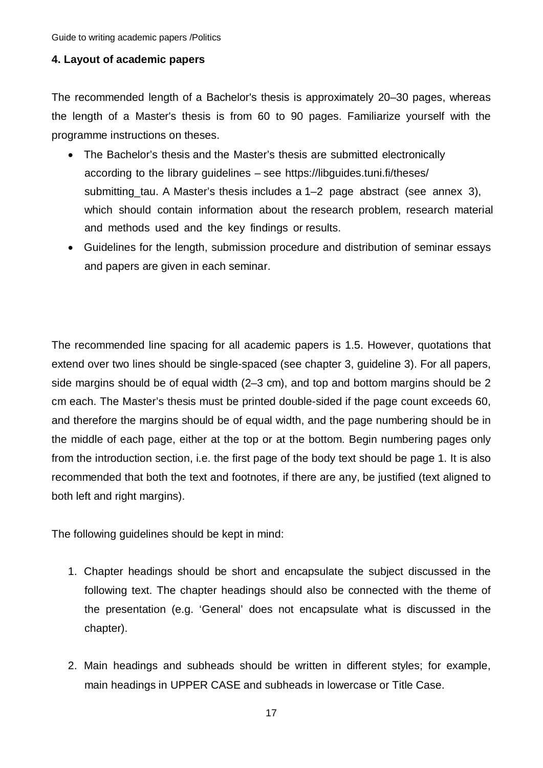## 4. Layout of academic papers

The recommended length of a Bachelor's thesis is approximately 20–30 pages, whereas the length of a Master's thesis is from 60 to 90 pages. Familiarize yourself with the programme instructions on theses.

- The Bachelor's thesis and the Master's thesis are submitted electronically according to the library guidelines – see https://libguides.tuni.fi/theses/submitting_tau. A Master's thesis includes a 1–2 page abstract (see annex 3), which should contain information about the research problem, research material and methods used and the key findings or results.
- Guidelines for the length, submission procedure and distribution of seminar essays and papers are given in each seminar.

The recommended line spacing for all academic papers is 1.5. However, quotations that extend over two lines should be single-spaced (see chapter 3, guideline 3). For all papers, side margins should be of equal width (2–3 cm), and top and bottom margins should be 2 cm each. The Master's thesis must be printed double-sided if the page count exceeds 60, and therefore the margins should be of equal width, and the page numbering should be in the middle of each page, either at the top or at the bottom. Begin numbering pages only from the introduction section, i.e. the first page of the body text should be page 1. It is also recommended that both the text and footnotes, if there are any, be justified (text aligned to both left and right margins).

The following guidelines should be kept in mind:

1. Chapter headings should be short and encapsulate the subject discussed in the following text. The chapter headings should also be connected with the theme of the presentation (e.g. 'General' does not encapsulate what is discussed in the chapter).

2. Main headings and subheads should be written in different styles; for example, main headings in UPPER CASE and subheads in lowercase or Title Case.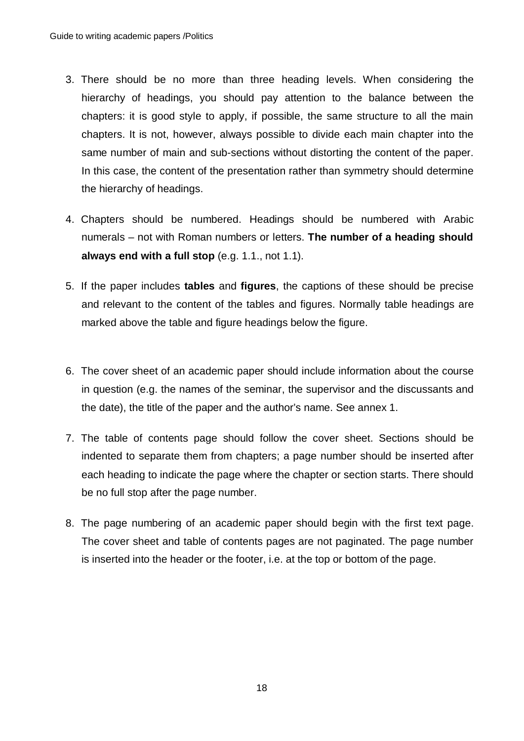3. There should be no more than three heading levels. When considering the hierarchy of headings, you should pay attention to the balance between the chapters: it is good style to apply, if possible, the same structure to all the main chapters. It is not, however, always possible to divide each main chapter into the same number of main and sub-sections without distorting the content of the paper. In this case, the content of the presentation rather than symmetry should determine the hierarchy of headings.

4. Chapters should be numbered. Headings should be numbered with Arabic numerals – not with Roman numbers or letters. **The number of a heading should always end with a full stop** (e.g. 1.1., not 1.1).

5. If the paper includes **tables** and **figures**, the captions of these should be precise and relevant to the content of the tables and figures. Normally table headings are marked above the table and figure headings below the figure.

6. The cover sheet of an academic paper should include information about the course in question (e.g. the names of the seminar, the supervisor and the discussants and the date), the title of the paper and the author's name. See annex 1.

7. The table of contents page should follow the cover sheet. Sections should be indented to separate them from chapters; a page number should be inserted after each heading to indicate the page where the chapter or section starts. There should be no full stop after the page number.

8. The page numbering of an academic paper should begin with the first text page. The cover sheet and table of contents pages are not paginated. The page number is inserted into the header or the footer, i.e. at the top or bottom of the page.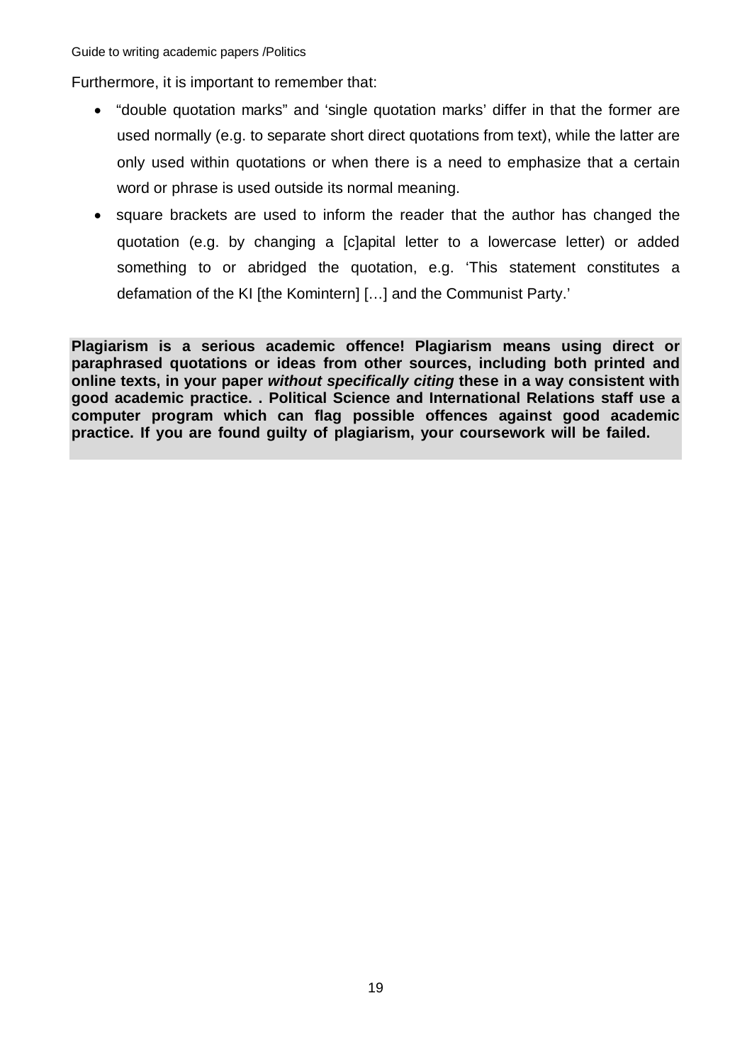Furthermore, it is important to remember that:

- "double quotation marks" and 'single quotation marks' differ in that the former are used normally (e.g. to separate short direct quotations from text), while the latter are only used within quotations or when there is a need to emphasize that a certain word or phrase is used outside its normal meaning.
- square brackets are used to inform the reader that the author has changed the quotation (e.g. by changing a [c]apital letter to a lowercase letter) or added something to or abridged the quotation, e.g. 'This statement constitutes a defamation of the KI [the Komintern] […] and the Communist Party.'

**Plagiarism is a serious academic offence! Plagiarism means using direct or paraphrased quotations or ideas from other sources, including both printed and online texts, in your paper *without specifically citing* these in a way consistent with good academic practice. . Political Science and International Relations staff use a computer program which can flag possible offences against good academic practice. If you are found guilty of plagiarism, your coursework will be failed.**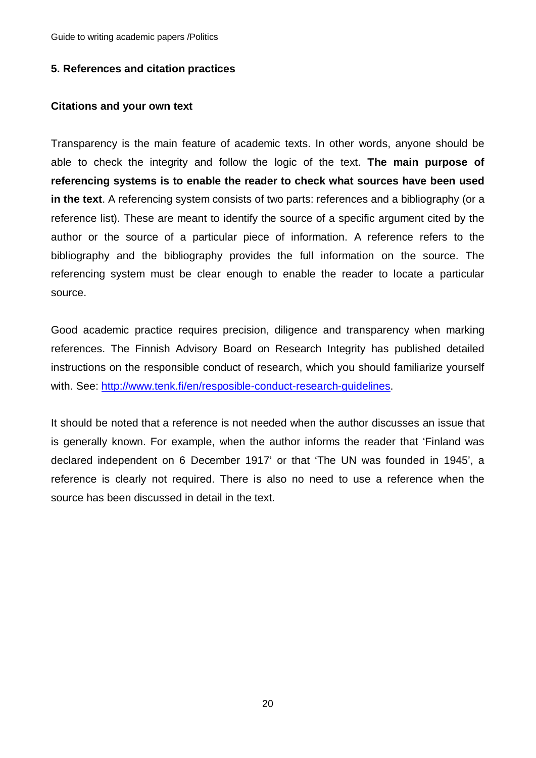## 5. References and citation practices

### Citations and your own text

Transparency is the main feature of academic texts. In other words, anyone should be able to check the integrity and follow the logic of the text. **The main purpose of referencing systems is to enable the reader to check what sources have been used in the text**. A referencing system consists of two parts: references and a bibliography (or a reference list). These are meant to identify the source of a specific argument cited by the author or the source of a particular piece of information. A reference refers to the bibliography and the bibliography provides the full information on the source. The referencing system must be clear enough to enable the reader to locate a particular source.

Good academic practice requires precision, diligence and transparency when marking references. The Finnish Advisory Board on Research Integrity has published detailed instructions on the responsible conduct of research, which you should familiarize yourself with. See: [http://www.tenk.fi/en/resposible-conduct-research-guidelines](http://www.tenk.fi/en/resposible-conduct-research-guidelines).

It should be noted that a reference is not needed when the author discusses an issue that is generally known. For example, when the author informs the reader that 'Finland was declared independent on 6 December 1917' or that 'The UN was founded in 1945', a reference is clearly not required. There is also no need to use a reference when the source has been discussed in detail in the text.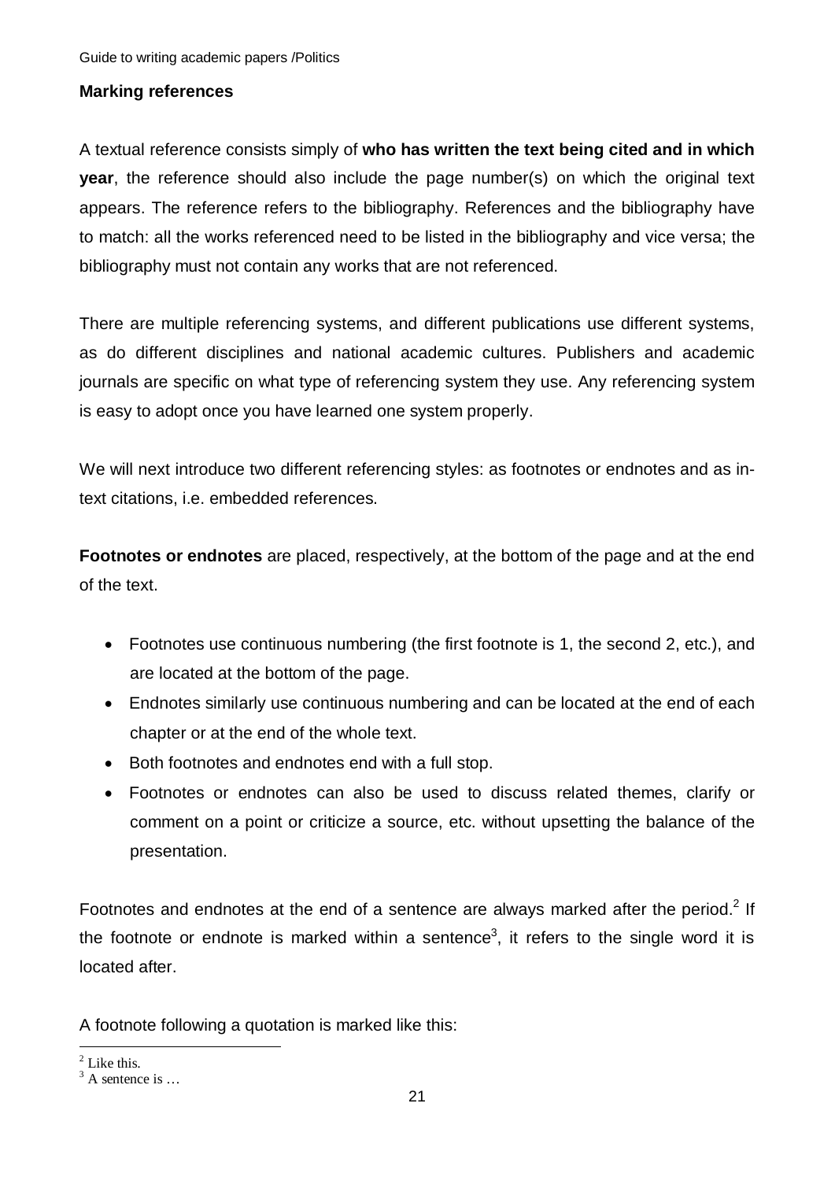**Marking references**

A textual reference consists simply of **who has written the text being cited and in which year**, the reference should also include the page number(s) on which the original text appears. The reference refers to the bibliography. References and the bibliography have to match: all the works referenced need to be listed in the bibliography and vice versa; the bibliography must not contain any works that are not referenced.

There are multiple referencing systems, and different publications use different systems, as do different disciplines and national academic cultures. Publishers and academic journals are specific on what type of referencing system they use. Any referencing system is easy to adopt once you have learned one system properly.

We will next introduce two different referencing styles: as footnotes or endnotes and as in-text citations, i.e. embedded references.

**Footnotes or endnotes** are placed, respectively, at the bottom of the page and at the end of the text.

- Footnotes use continuous numbering (the first footnote is 1, the second 2, etc.), and are located at the bottom of the page.
- Endnotes similarly use continuous numbering and can be located at the end of each chapter or at the end of the whole text.
- Both footnotes and endnotes end with a full stop.
- Footnotes or endnotes can also be used to discuss related themes, clarify or comment on a point or criticize a source, etc. without upsetting the balance of the presentation.

Footnotes and endnotes at the end of a sentence are always marked after the period.[2] If the footnote or endnote is marked within a sentence[3], it refers to the single word it is located after.

A footnote following a quotation is marked like this:

[2] Like this.
[3] A sentence is …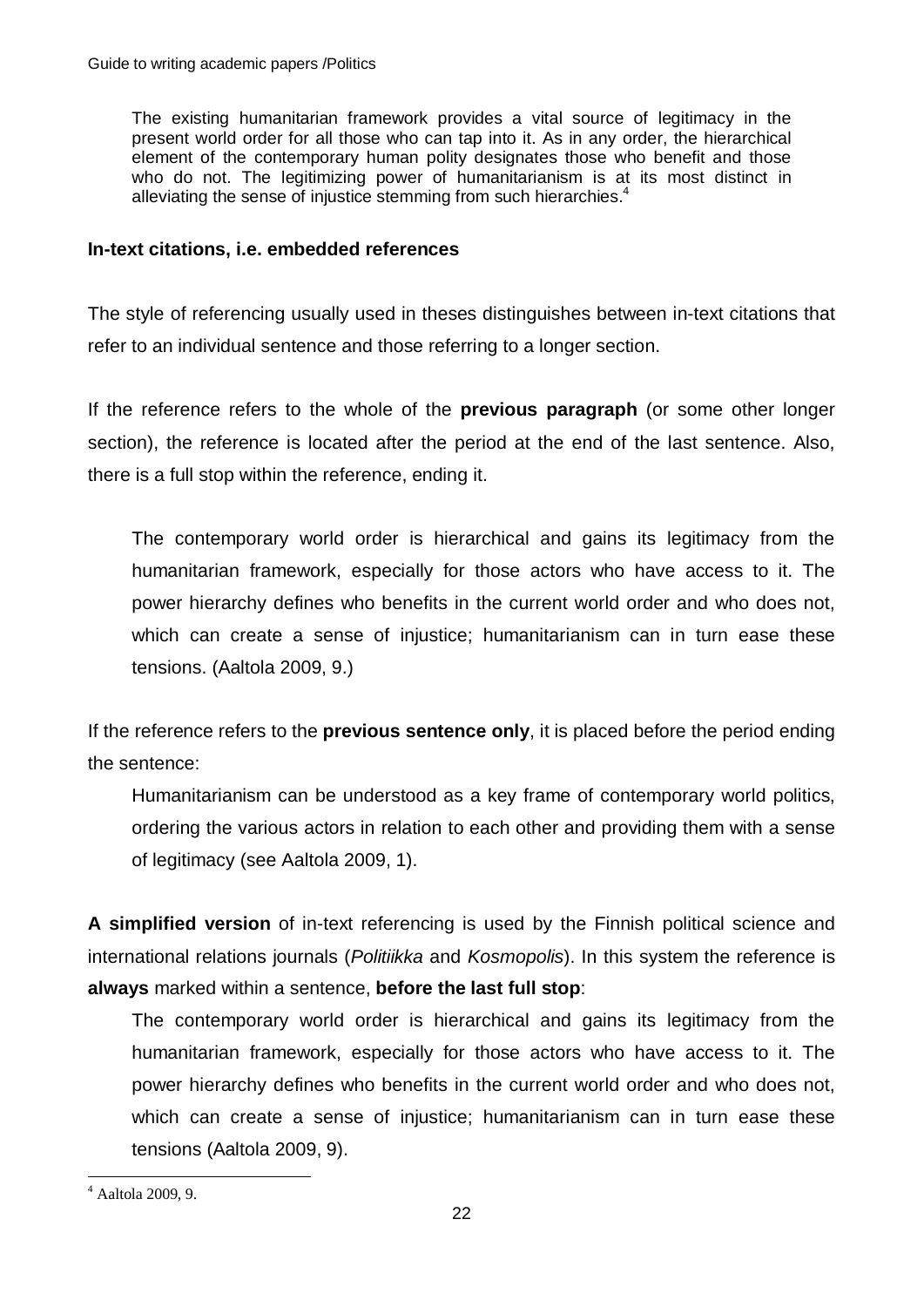> The existing humanitarian framework provides a vital source of legitimacy in the present world order for all those who can tap into it. As in any order, the hierarchical element of the contemporary human polity designates those who benefit and those who do not. The legitimizing power of humanitarianism is at its most distinct in alleviating the sense of injustice stemming from such hierarchies.[4]

**In-text citations, i.e. embedded references**

The style of referencing usually used in theses distinguishes between in-text citations that refer to an individual sentence and those referring to a longer section.

If the reference refers to the whole of the **previous paragraph** (or some other longer section), the reference is located after the period at the end of the last sentence. Also, there is a full stop within the reference, ending it.

> The contemporary world order is hierarchical and gains its legitimacy from the humanitarian framework, especially for those actors who have access to it. The power hierarchy defines who benefits in the current world order and who does not, which can create a sense of injustice; humanitarianism can in turn ease these tensions. (Aaltola 2009, 9.)

If the reference refers to the **previous sentence only**, it is placed before the period ending the sentence:

> Humanitarianism can be understood as a key frame of contemporary world politics, ordering the various actors in relation to each other and providing them with a sense of legitimacy (see Aaltola 2009, 1).

**A simplified version** of in-text referencing is used by the Finnish political science and international relations journals (*Politiikka* and *Kosmopolis*). In this system the reference is **always** marked within a sentence, **before the last full stop**:

> The contemporary world order is hierarchical and gains its legitimacy from the humanitarian framework, especially for those actors who have access to it. The power hierarchy defines who benefits in the current world order and who does not, which can create a sense of injustice; humanitarianism can in turn ease these tensions (Aaltola 2009, 9).

---

[4] Aaltola 2009, 9.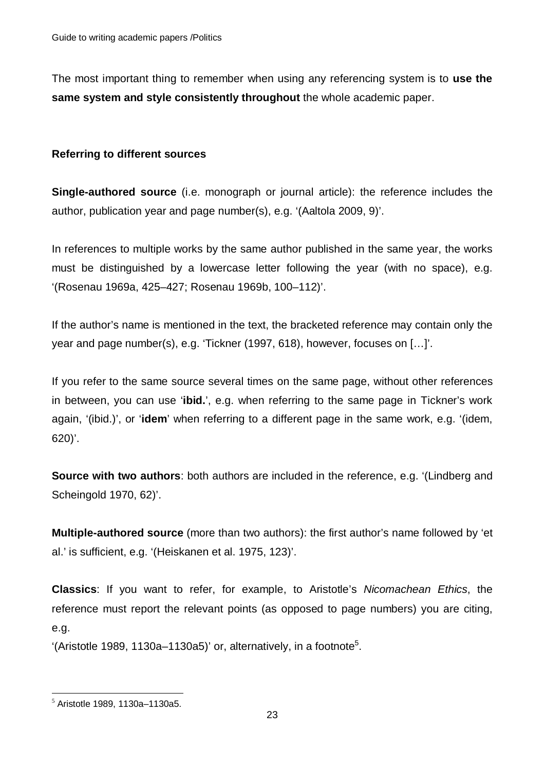The most important thing to remember when using any referencing system is to **use the same system and style consistently throughout** the whole academic paper.

**Referring to different sources**

**Single-authored source** (i.e. monograph or journal article): the reference includes the author, publication year and page number(s), e.g. '(Aaltola 2009, 9)'.

In references to multiple works by the same author published in the same year, the works must be distinguished by a lowercase letter following the year (with no space), e.g. '(Rosenau 1969a, 425–427; Rosenau 1969b, 100–112)'.

If the author's name is mentioned in the text, the bracketed reference may contain only the year and page number(s), e.g. 'Tickner (1997, 618), however, focuses on […]'.

If you refer to the same source several times on the same page, without other references in between, you can use '**ibid.**', e.g. when referring to the same page in Tickner's work again, '(ibid.)', or '**idem**' when referring to a different page in the same work, e.g. '(idem, 620)'.

**Source with two authors**: both authors are included in the reference, e.g. '(Lindberg and Scheingold 1970, 62)'.

**Multiple-authored source** (more than two authors): the first author's name followed by 'et al.' is sufficient, e.g. '(Heiskanen et al. 1975, 123)'.

**Classics**: If you want to refer, for example, to Aristotle's *Nicomachean Ethics*, the reference must report the relevant points (as opposed to page numbers) you are citing, e.g.
'(Aristotle 1989, 1130a–1130a5)' or, alternatively, in a footnote[5].

[5] Aristotle 1989, 1130a–1130a5.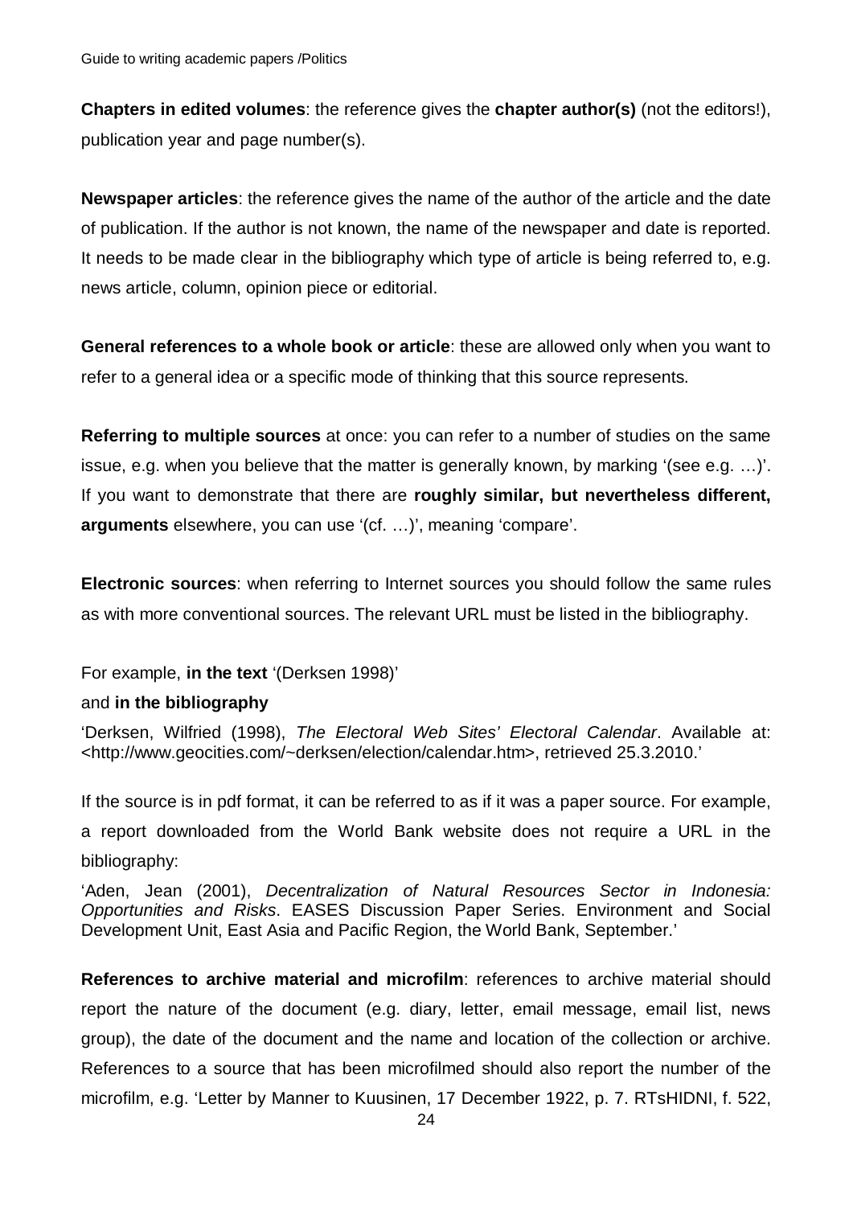**Chapters in edited volumes**: the reference gives the **chapter author(s)** (not the editors!), publication year and page number(s).

**Newspaper articles**: the reference gives the name of the author of the article and the date of publication. If the author is not known, the name of the newspaper and date is reported. It needs to be made clear in the bibliography which type of article is being referred to, e.g. news article, column, opinion piece or editorial.

**General references to a whole book or article**: these are allowed only when you want to refer to a general idea or a specific mode of thinking that this source represents.

**Referring to multiple sources** at once: you can refer to a number of studies on the same issue, e.g. when you believe that the matter is generally known, by marking '(see e.g. …)'. If you want to demonstrate that there are **roughly similar, but nevertheless different, arguments** elsewhere, you can use '(cf. …)', meaning 'compare'.

**Electronic sources**: when referring to Internet sources you should follow the same rules as with more conventional sources. The relevant URL must be listed in the bibliography.

For example, **in the text** '(Derksen 1998)'

and **in the bibliography**

'Derksen, Wilfried (1998), *The Electoral Web Sites' Electoral Calendar*. Available at: <http://www.geocities.com/~derksen/election/calendar.htm>, retrieved 25.3.2010.'

If the source is in pdf format, it can be referred to as if it was a paper source. For example, a report downloaded from the World Bank website does not require a URL in the bibliography:

'Aden, Jean (2001), *Decentralization of Natural Resources Sector in Indonesia: Opportunities and Risks*. EASES Discussion Paper Series. Environment and Social Development Unit, East Asia and Pacific Region, the World Bank, September.'

**References to archive material and microfilm**: references to archive material should report the nature of the document (e.g. diary, letter, email message, email list, news group), the date of the document and the name and location of the collection or archive. References to a source that has been microfilmed should also report the number of the microfilm, e.g. 'Letter by Manner to Kuusinen, 17 December 1922, p. 7. RTsHIDNI, f. 522,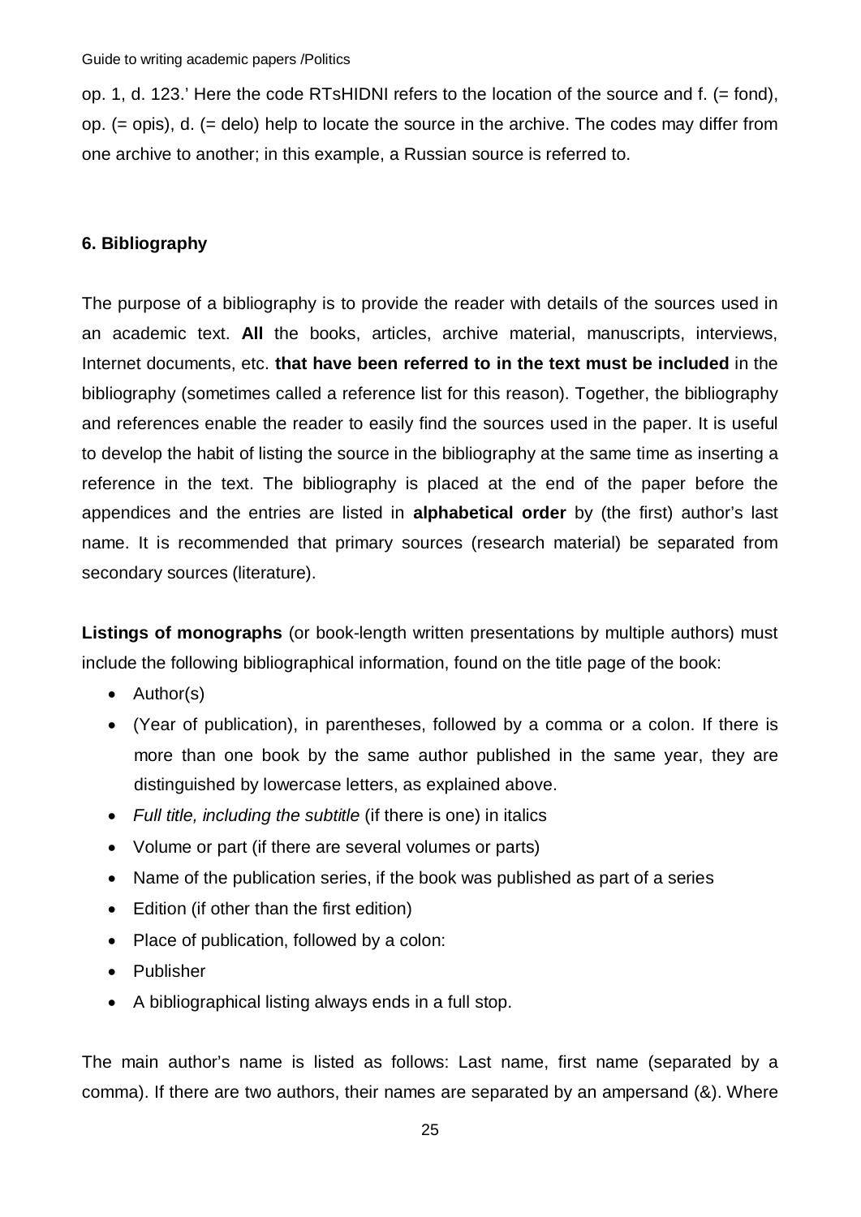op. 1, d. 123.' Here the code RTsHIDNI refers to the location of the source and f. (= fond), op. (= opis), d. (= delo) help to locate the source in the archive. The codes may differ from one archive to another; in this example, a Russian source is referred to.

## 6. Bibliography

The purpose of a bibliography is to provide the reader with details of the sources used in an academic text. **All** the books, articles, archive material, manuscripts, interviews, Internet documents, etc. **that have been referred to in the text must be included** in the bibliography (sometimes called a reference list for this reason). Together, the bibliography and references enable the reader to easily find the sources used in the paper. It is useful to develop the habit of listing the source in the bibliography at the same time as inserting a reference in the text. The bibliography is placed at the end of the paper before the appendices and the entries are listed in **alphabetical order** by (the first) author's last name. It is recommended that primary sources (research material) be separated from secondary sources (literature).

**Listings of monographs** (or book-length written presentations by multiple authors) must include the following bibliographical information, found on the title page of the book:

- Author(s)
- (Year of publication), in parentheses, followed by a comma or a colon. If there is more than one book by the same author published in the same year, they are distinguished by lowercase letters, as explained above.
- *Full title, including the subtitle* (if there is one) in italics
- Volume or part (if there are several volumes or parts)
- Name of the publication series, if the book was published as part of a series
- Edition (if other than the first edition)
- Place of publication, followed by a colon:
- Publisher
- A bibliographical listing always ends in a full stop.

The main author's name is listed as follows: Last name, first name (separated by a comma). If there are two authors, their names are separated by an ampersand (&). Where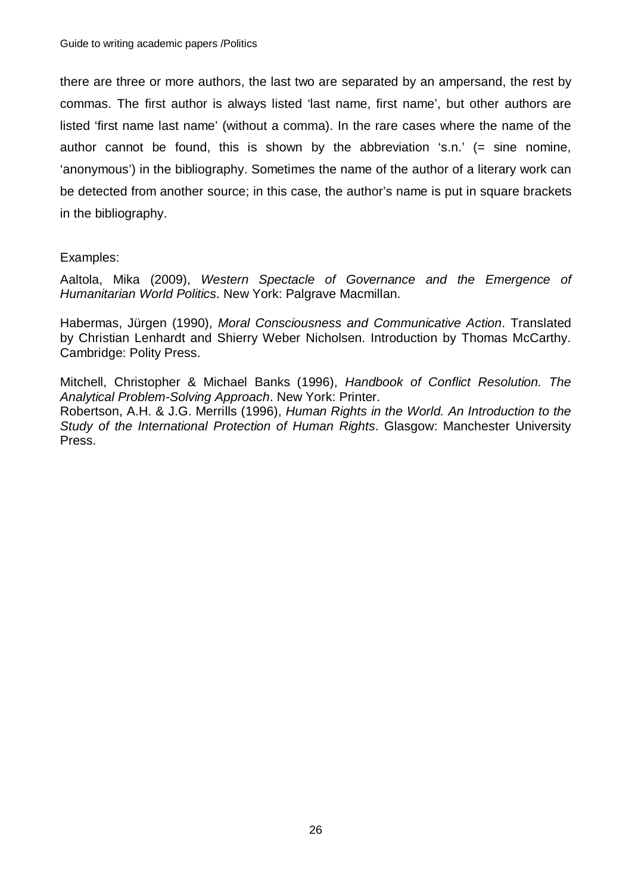there are three or more authors, the last two are separated by an ampersand, the rest by commas. The first author is always listed 'last name, first name', but other authors are listed 'first name last name' (without a comma). In the rare cases where the name of the author cannot be found, this is shown by the abbreviation 's.n.' (= sine nomine, 'anonymous') in the bibliography. Sometimes the name of the author of a literary work can be detected from another source; in this case, the author's name is put in square brackets in the bibliography.

Examples:

Aaltola, Mika (2009), *Western Spectacle of Governance and the Emergence of Humanitarian World Politics*. New York: Palgrave Macmillan.

Habermas, Jürgen (1990), *Moral Consciousness and Communicative Action*. Translated by Christian Lenhardt and Shierry Weber Nicholsen. Introduction by Thomas McCarthy. Cambridge: Polity Press.

Mitchell, Christopher & Michael Banks (1996), *Handbook of Conflict Resolution. The Analytical Problem-Solving Approach*. New York: Printer.

Robertson, A.H. & J.G. Merrills (1996), *Human Rights in the World. An Introduction to the Study of the International Protection of Human Rights*. Glasgow: Manchester University Press.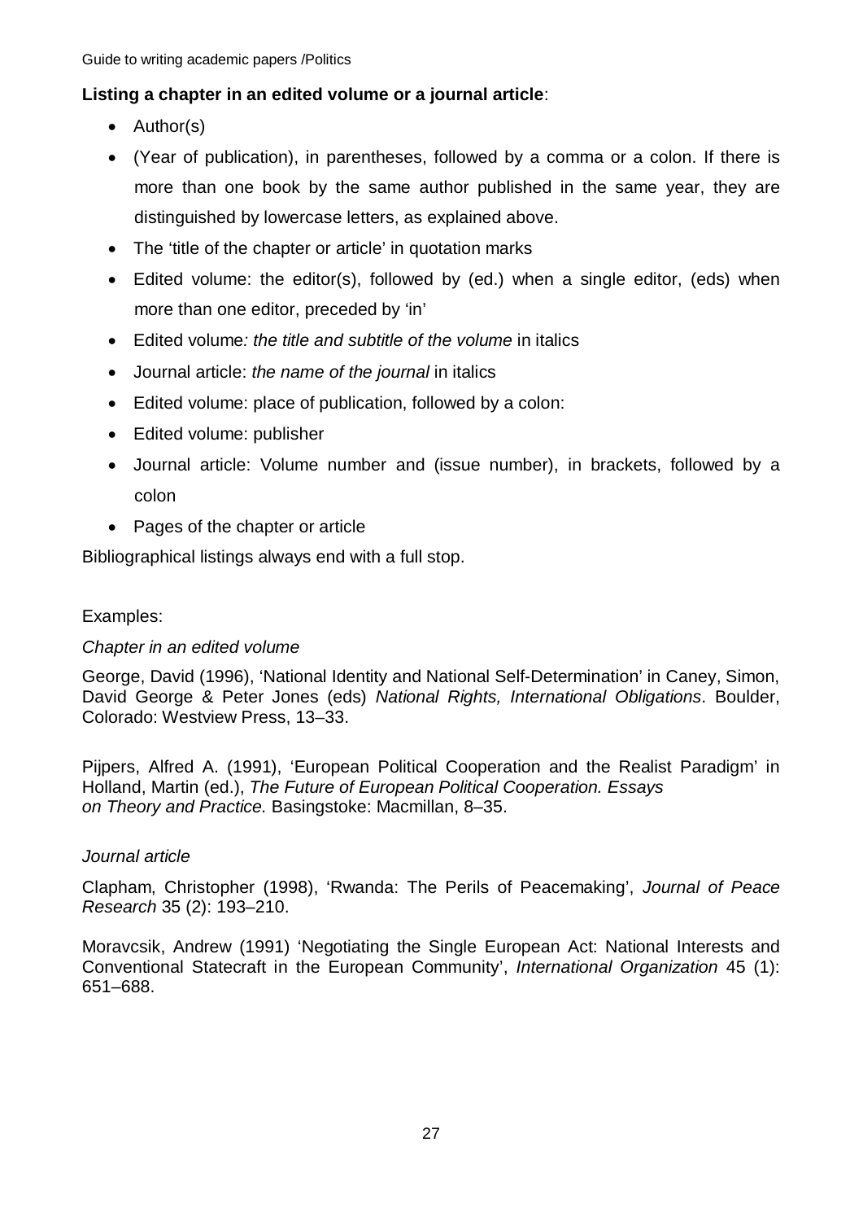**Listing a chapter in an edited volume or a journal article**:

- Author(s)
- (Year of publication), in parentheses, followed by a comma or a colon. If there is more than one book by the same author published in the same year, they are distinguished by lowercase letters, as explained above.
- The 'title of the chapter or article' in quotation marks
- Edited volume: the editor(s), followed by (ed.) when a single editor, (eds) when more than one editor, preceded by 'in'
- Edited volume*: the title and subtitle of the volume* in italics
- Journal article: *the name of the journal* in italics
- Edited volume: place of publication, followed by a colon:
- Edited volume: publisher
- Journal article: Volume number and (issue number), in brackets, followed by a colon
- Pages of the chapter or article

Bibliographical listings always end with a full stop.

Examples:

*Chapter in an edited volume*

George, David (1996), 'National Identity and National Self-Determination' in Caney, Simon, David George & Peter Jones (eds) *National Rights, International Obligations*. Boulder, Colorado: Westview Press, 13–33.

Pijpers, Alfred A. (1991), 'European Political Cooperation and the Realist Paradigm' in Holland, Martin (ed.), *The Future of European Political Cooperation. Essays on Theory and Practice.* Basingstoke: Macmillan, 8–35.

*Journal article*

Clapham, Christopher (1998), 'Rwanda: The Perils of Peacemaking', *Journal of Peace Research* 35 (2): 193–210.

Moravcsik, Andrew (1991) 'Negotiating the Single European Act: National Interests and Conventional Statecraft in the European Community', *International Organization* 45 (1): 651–688.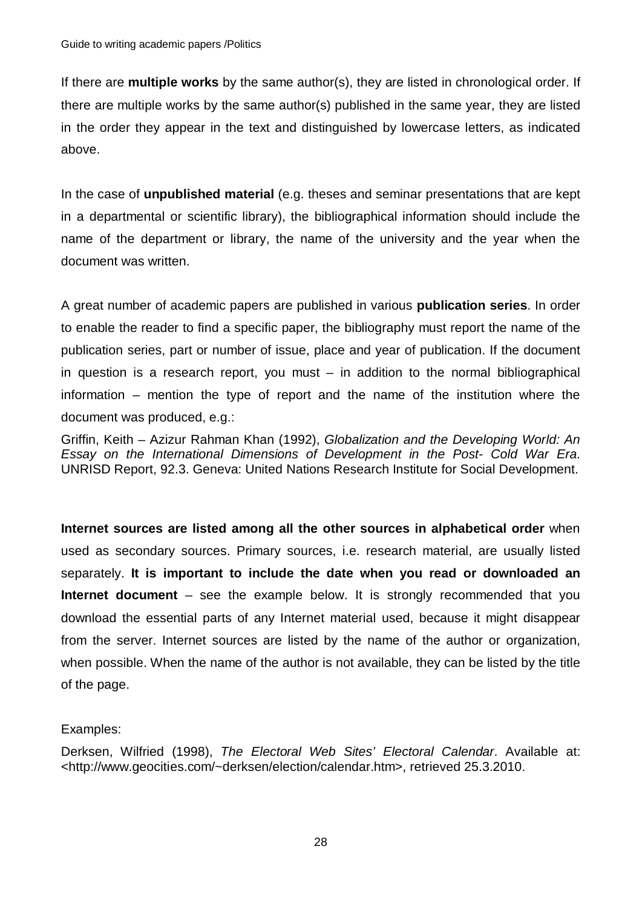If there are **multiple works** by the same author(s), they are listed in chronological order. If there are multiple works by the same author(s) published in the same year, they are listed in the order they appear in the text and distinguished by lowercase letters, as indicated above.

In the case of **unpublished material** (e.g. theses and seminar presentations that are kept in a departmental or scientific library), the bibliographical information should include the name of the department or library, the name of the university and the year when the document was written.

A great number of academic papers are published in various **publication series**. In order to enable the reader to find a specific paper, the bibliography must report the name of the publication series, part or number of issue, place and year of publication. If the document in question is a research report, you must – in addition to the normal bibliographical information – mention the type of report and the name of the institution where the document was produced, e.g.:

Griffin, Keith – Azizur Rahman Khan (1992), *Globalization and the Developing World: An Essay on the International Dimensions of Development in the Post- Cold War Era*. UNRISD Report, 92.3. Geneva: United Nations Research Institute for Social Development.

**Internet sources are listed among all the other sources in alphabetical order** when used as secondary sources. Primary sources, i.e. research material, are usually listed separately. **It is important to include the date when you read or downloaded an Internet document** – see the example below. It is strongly recommended that you download the essential parts of any Internet material used, because it might disappear from the server. Internet sources are listed by the name of the author or organization, when possible. When the name of the author is not available, they can be listed by the title of the page.

Examples:

Derksen, Wilfried (1998), *The Electoral Web Sites' Electoral Calendar*. Available at: <http://www.geocities.com/~derksen/election/calendar.htm>, retrieved 25.3.2010.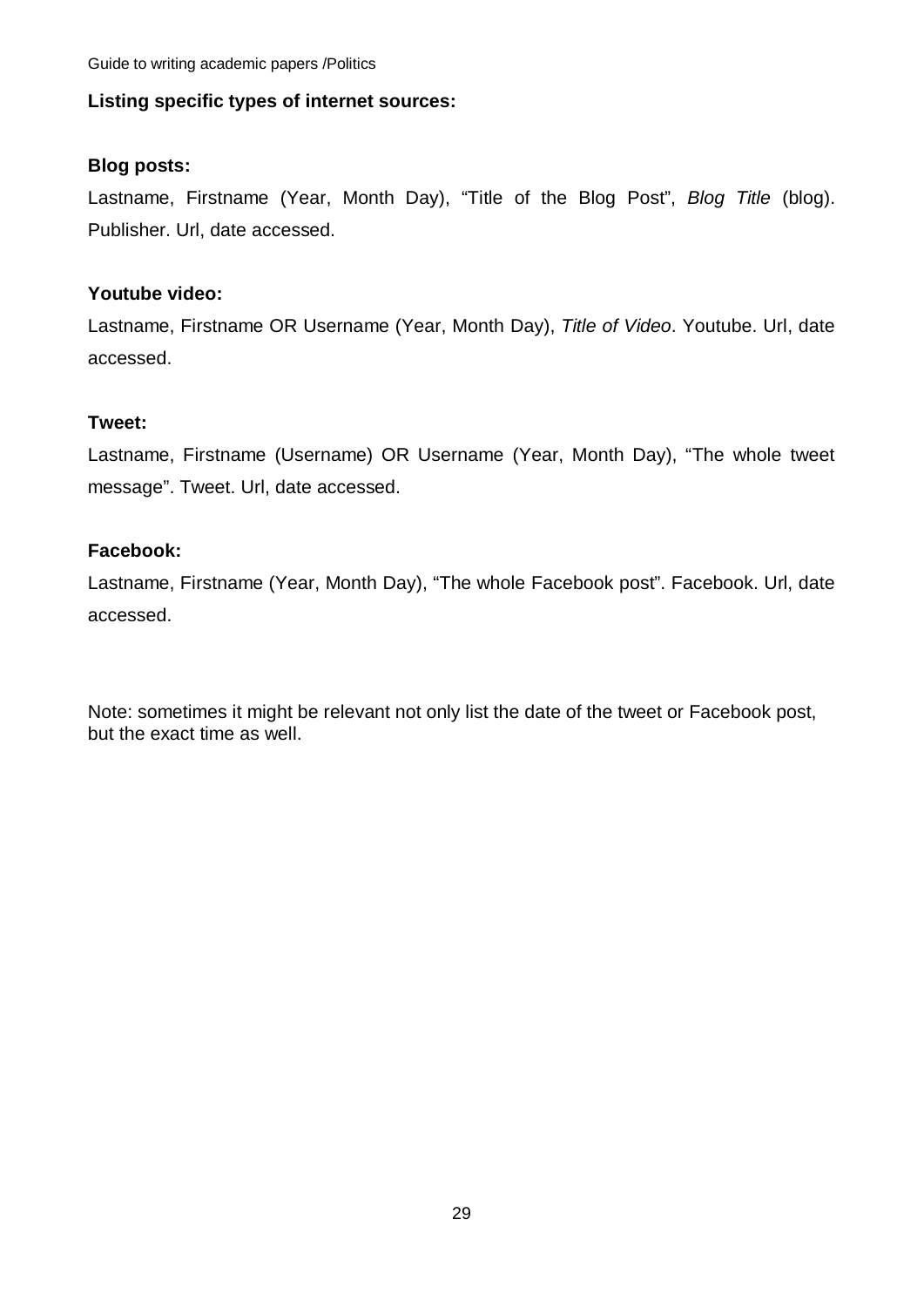**Listing specific types of internet sources:**

**Blog posts:**

Lastname, Firstname (Year, Month Day), “Title of the Blog Post”, *Blog Title* (blog). Publisher. Url, date accessed.

**Youtube video:**

Lastname, Firstname OR Username (Year, Month Day), *Title of Video*. Youtube. Url, date accessed.

**Tweet:**

Lastname, Firstname (Username) OR Username (Year, Month Day), “The whole tweet message”. Tweet. Url, date accessed.

**Facebook:**

Lastname, Firstname (Year, Month Day), “The whole Facebook post”. Facebook. Url, date accessed.

Note: sometimes it might be relevant not only list the date of the tweet or Facebook post, but the exact time as well.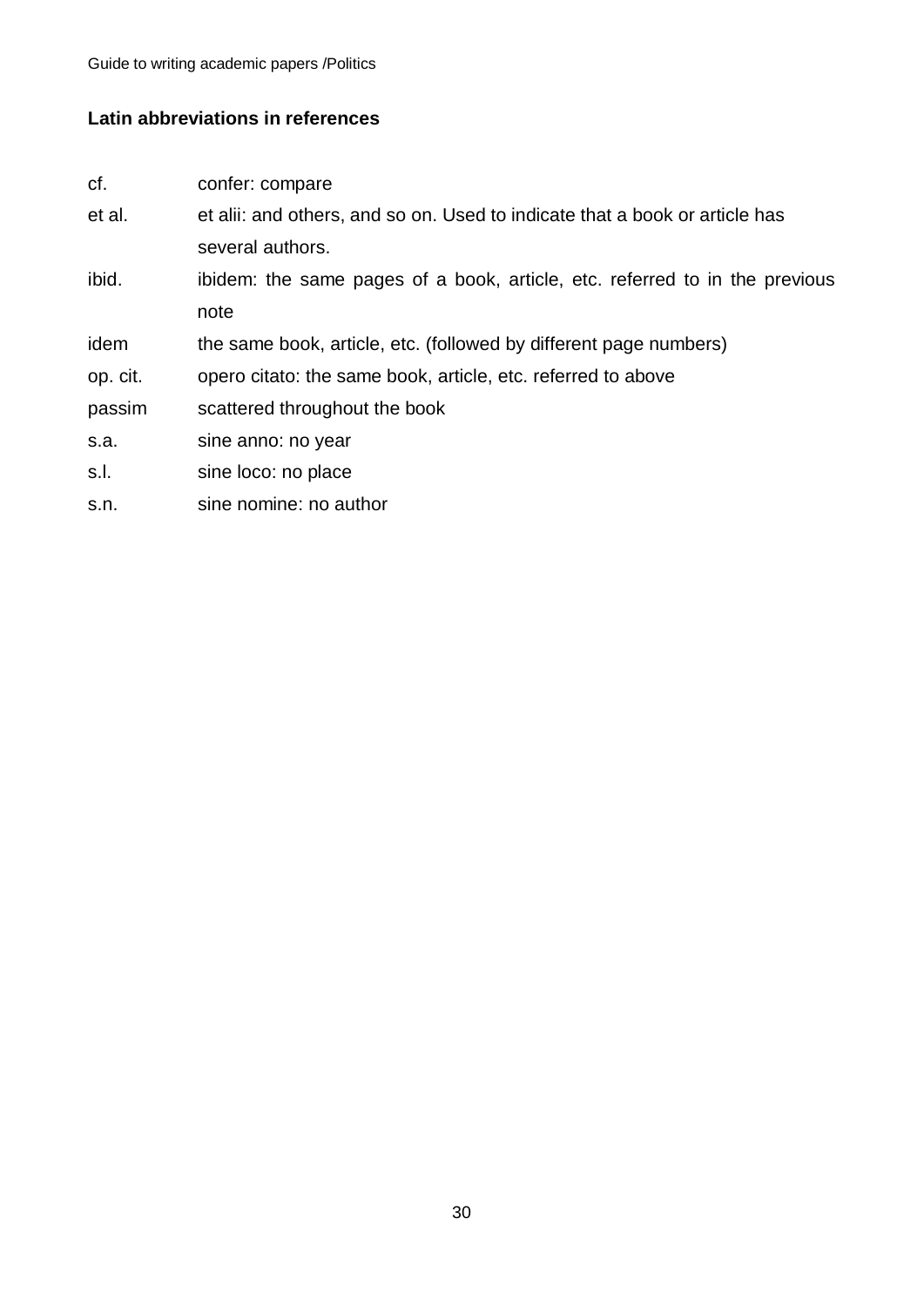### Latin abbreviations in references

| | |
|---|---|
| cf. | confer: compare |
| et al. | et alii: and others, and so on. Used to indicate that a book or article has several authors. |
| ibid. | ibidem: the same pages of a book, article, etc. referred to in the previous note |
| idem | the same book, article, etc. (followed by different page numbers) |
| op. cit. | opero citato: the same book, article, etc. referred to above |
| passim | scattered throughout the book |
| s.a. | sine anno: no year |
| s.l. | sine loco: no place |
| s.n. | sine nomine: no author |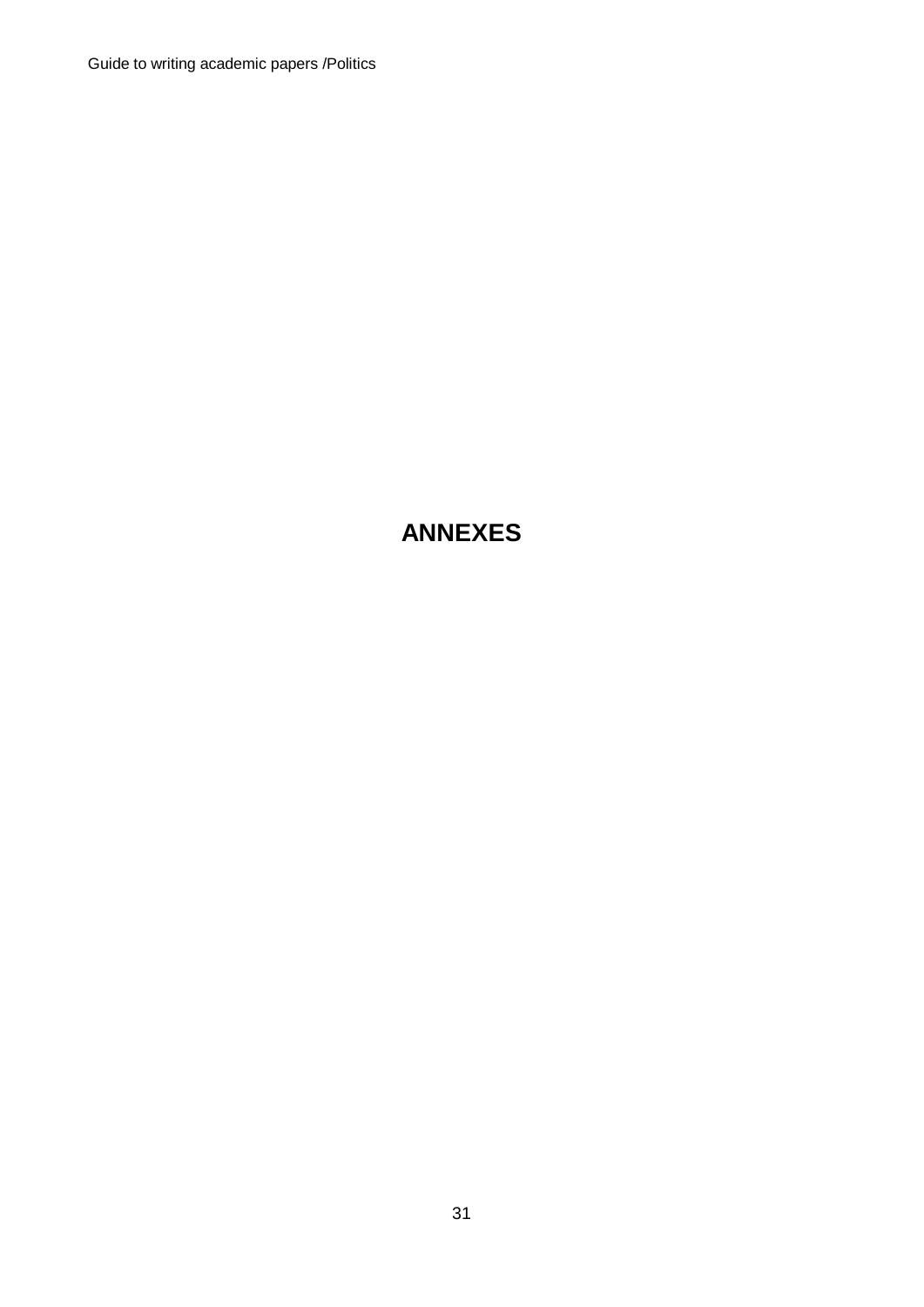# ANNEXES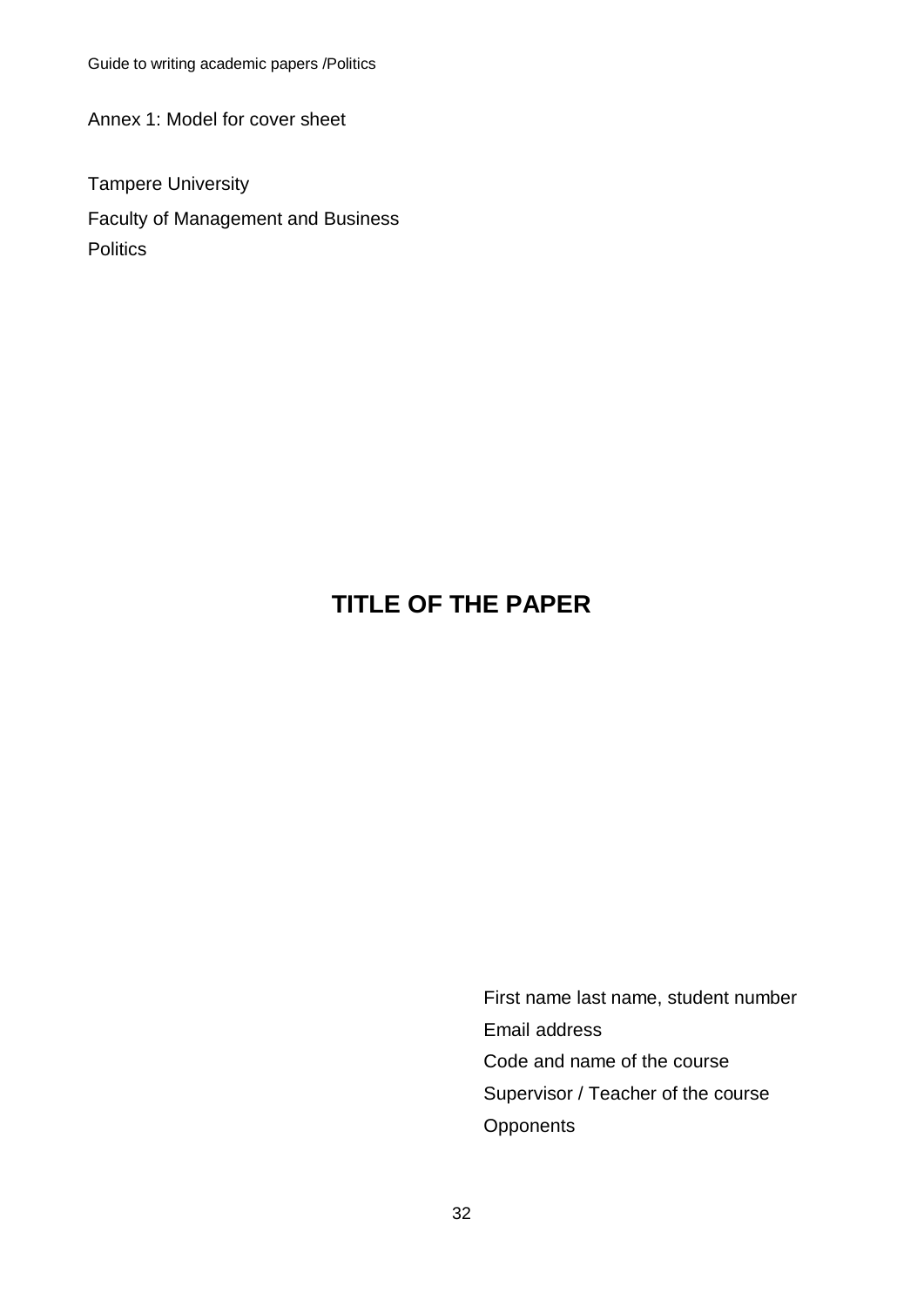Annex 1: Model for cover sheet

Tampere University

Faculty of Management and Business
Politics

# TITLE OF THE PAPER

First name last name, student number
Email address
Code and name of the course
Supervisor / Teacher of the course
Opponents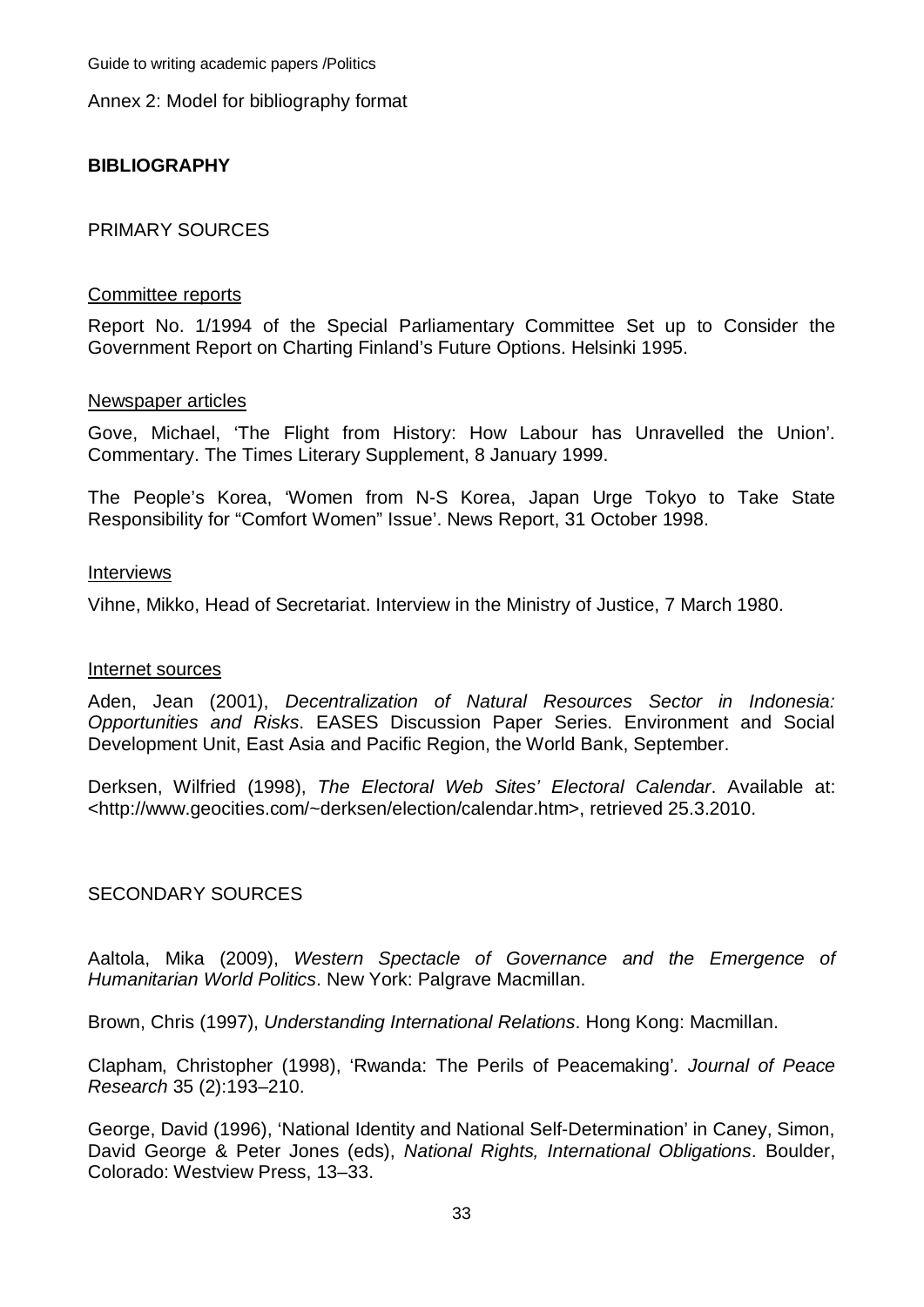Annex 2: Model for bibliography format

## BIBLIOGRAPHY

### PRIMARY SOURCES

Committee reports

Report No. 1/1994 of the Special Parliamentary Committee Set up to Consider the Government Report on Charting Finland's Future Options. Helsinki 1995.

Newspaper articles

Gove, Michael, 'The Flight from History: How Labour has Unravelled the Union'. Commentary. The Times Literary Supplement, 8 January 1999.

The People's Korea, 'Women from N-S Korea, Japan Urge Tokyo to Take State Responsibility for "Comfort Women" Issue'. News Report, 31 October 1998.

Interviews

Vihne, Mikko, Head of Secretariat. Interview in the Ministry of Justice, 7 March 1980.

Internet sources

Aden, Jean (2001), *Decentralization of Natural Resources Sector in Indonesia: Opportunities and Risks*. EASES Discussion Paper Series. Environment and Social Development Unit, East Asia and Pacific Region, the World Bank, September.

Derksen, Wilfried (1998), *The Electoral Web Sites' Electoral Calendar*. Available at: <http://www.geocities.com/~derksen/election/calendar.htm>, retrieved 25.3.2010.

### SECONDARY SOURCES

Aaltola, Mika (2009), *Western Spectacle of Governance and the Emergence of Humanitarian World Politics*. New York: Palgrave Macmillan.

Brown, Chris (1997), *Understanding International Relations*. Hong Kong: Macmillan.

Clapham, Christopher (1998), 'Rwanda: The Perils of Peacemaking'. *Journal of Peace Research* 35 (2):193–210.

George, David (1996), 'National Identity and National Self-Determination' in Caney, Simon, David George & Peter Jones (eds), *National Rights, International Obligations*. Boulder, Colorado: Westview Press, 13–33.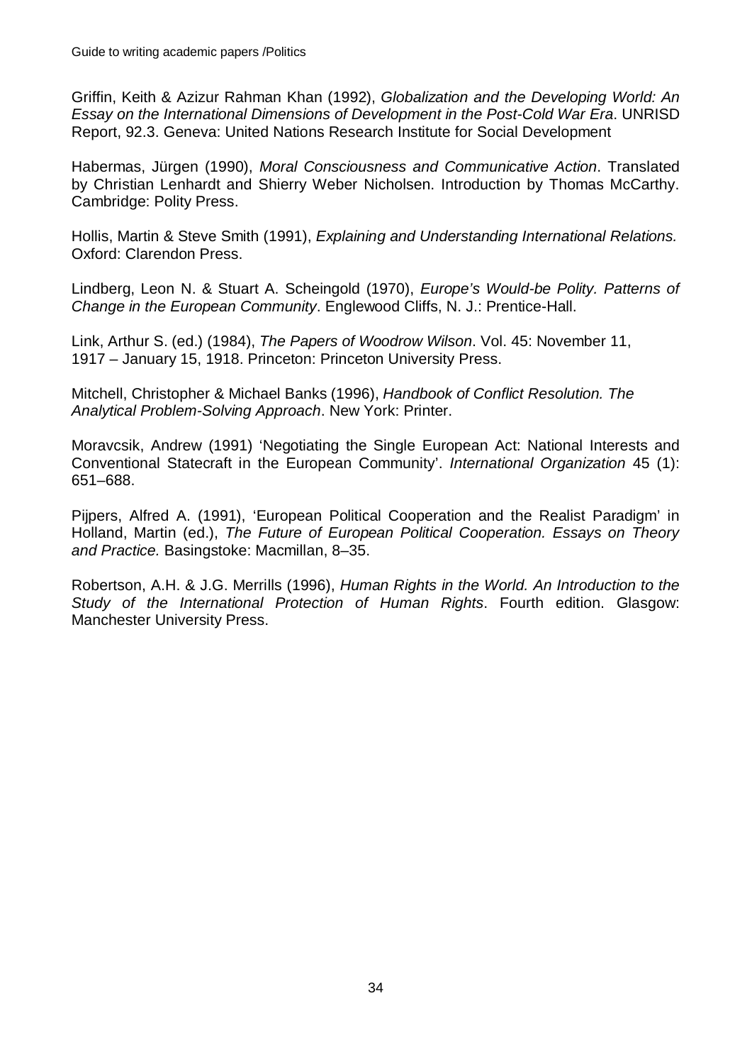Griffin, Keith & Azizur Rahman Khan (1992), *Globalization and the Developing World: An Essay on the International Dimensions of Development in the Post-Cold War Era*. UNRISD Report, 92.3. Geneva: United Nations Research Institute for Social Development

Habermas, Jürgen (1990), *Moral Consciousness and Communicative Action*. Translated by Christian Lenhardt and Shierry Weber Nicholsen. Introduction by Thomas McCarthy. Cambridge: Polity Press.

Hollis, Martin & Steve Smith (1991), *Explaining and Understanding International Relations.* Oxford: Clarendon Press.

Lindberg, Leon N. & Stuart A. Scheingold (1970), *Europe's Would-be Polity. Patterns of Change in the European Community*. Englewood Cliffs, N. J.: Prentice-Hall.

Link, Arthur S. (ed.) (1984), *The Papers of Woodrow Wilson*. Vol. 45: November 11, 1917 – January 15, 1918. Princeton: Princeton University Press.

Mitchell, Christopher & Michael Banks (1996), *Handbook of Conflict Resolution. The Analytical Problem-Solving Approach*. New York: Printer.

Moravcsik, Andrew (1991) 'Negotiating the Single European Act: National Interests and Conventional Statecraft in the European Community'. *International Organization* 45 (1): 651–688.

Pijpers, Alfred A. (1991), 'European Political Cooperation and the Realist Paradigm' in Holland, Martin (ed.), *The Future of European Political Cooperation. Essays on Theory and Practice.* Basingstoke: Macmillan, 8–35.

Robertson, A.H. & J.G. Merrills (1996), *Human Rights in the World. An Introduction to the Study of the International Protection of Human Rights*. Fourth edition. Glasgow: Manchester University Press.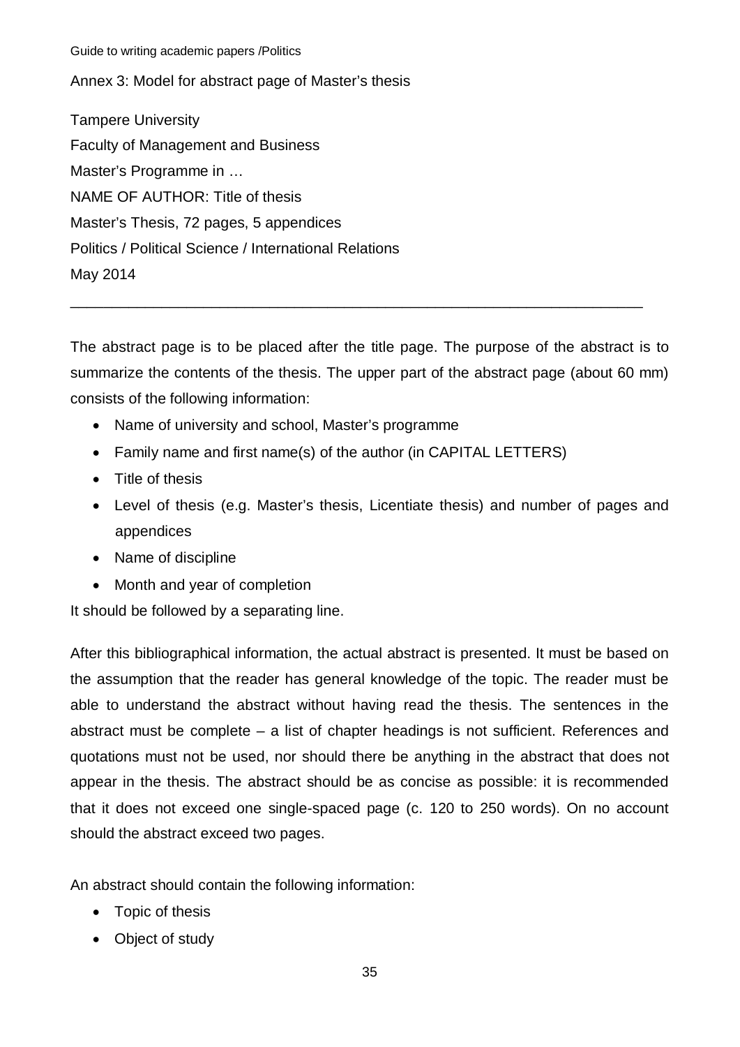## Annex 3: Model for abstract page of Master's thesis

Tampere University
Faculty of Management and Business
Master's Programme in …
NAME OF AUTHOR: Title of thesis
Master's Thesis, 72 pages, 5 appendices
Politics / Political Science / International Relations
May 2014

---

The abstract page is to be placed after the title page. The purpose of the abstract is to summarize the contents of the thesis. The upper part of the abstract page (about 60 mm) consists of the following information:

- Name of university and school, Master's programme
- Family name and first name(s) of the author (in CAPITAL LETTERS)
- Title of thesis
- Level of thesis (e.g. Master's thesis, Licentiate thesis) and number of pages and appendices
- Name of discipline
- Month and year of completion

It should be followed by a separating line.

After this bibliographical information, the actual abstract is presented. It must be based on the assumption that the reader has general knowledge of the topic. The reader must be able to understand the abstract without having read the thesis. The sentences in the abstract must be complete – a list of chapter headings is not sufficient. References and quotations must not be used, nor should there be anything in the abstract that does not appear in the thesis. The abstract should be as concise as possible: it is recommended that it does not exceed one single-spaced page (c. 120 to 250 words). On no account should the abstract exceed two pages.

An abstract should contain the following information:

- Topic of thesis
- Object of study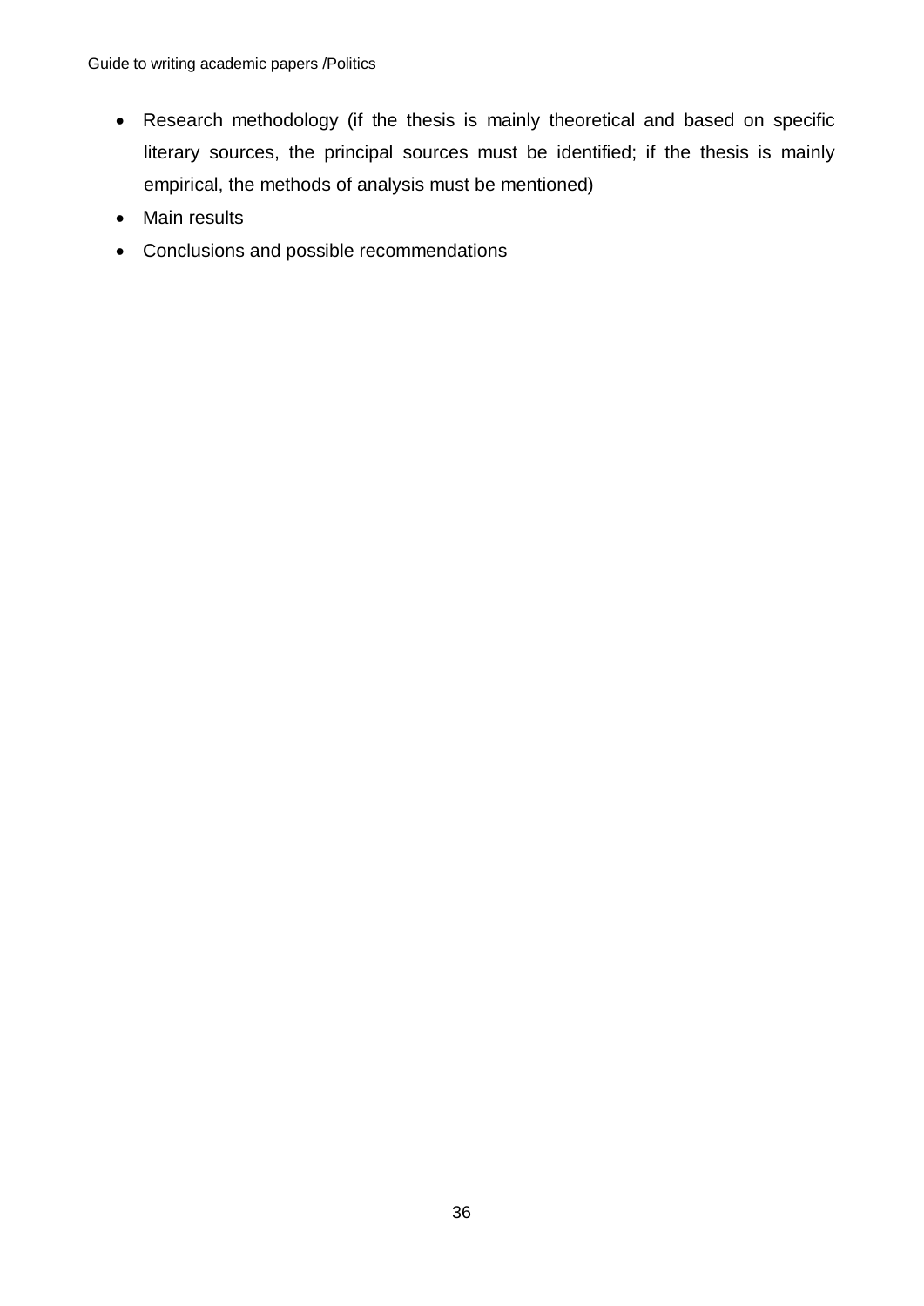- Research methodology (if the thesis is mainly theoretical and based on specific literary sources, the principal sources must be identified; if the thesis is mainly empirical, the methods of analysis must be mentioned)
- Main results
- Conclusions and possible recommendations